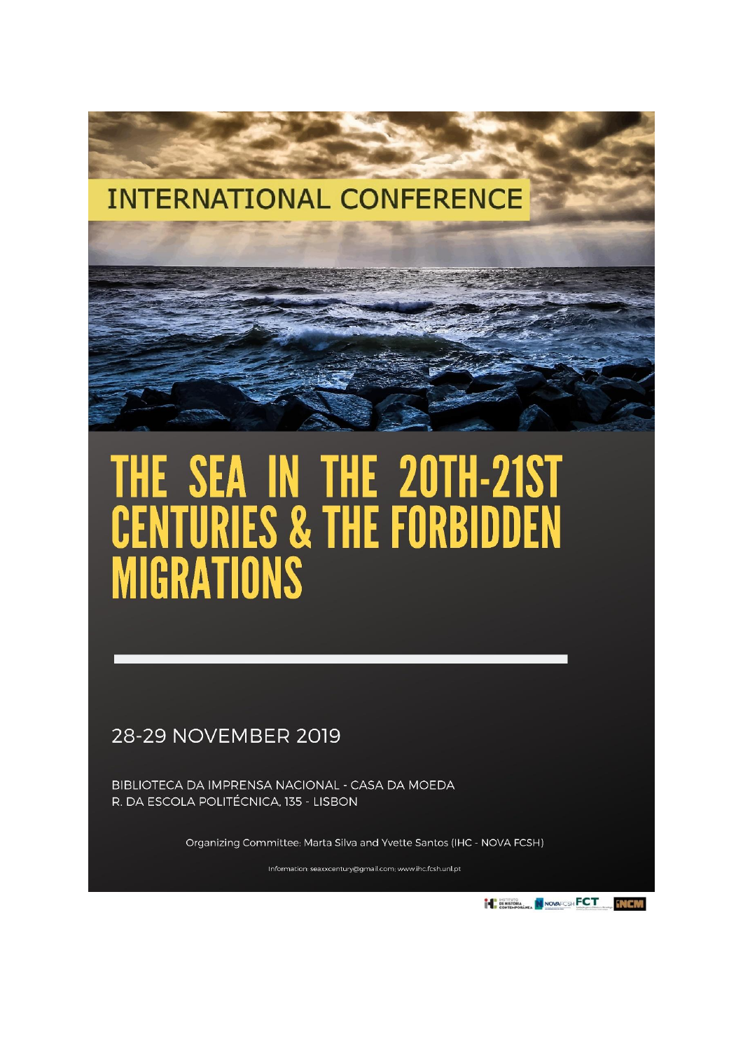INTERNATIONAL CONFERENCE

# THE SEA IN THE 20TH-21ST CENTURIES & THE FORBIDDEN MIGRATIONS

28-29 NOVEMBER 2019

BIBLIOTECA DA IMPRENSA NACIONAL - CASA DA MOEDA
R. DA ESCOLA POLITÉCNICA, 135 - LISBON

Organizing Committee: Marta Silva and Yvette Santos (IHC - NOVA FCSH)

Information: seaxxcentury@gmail.com; www.ihc.fcsh.unl.pt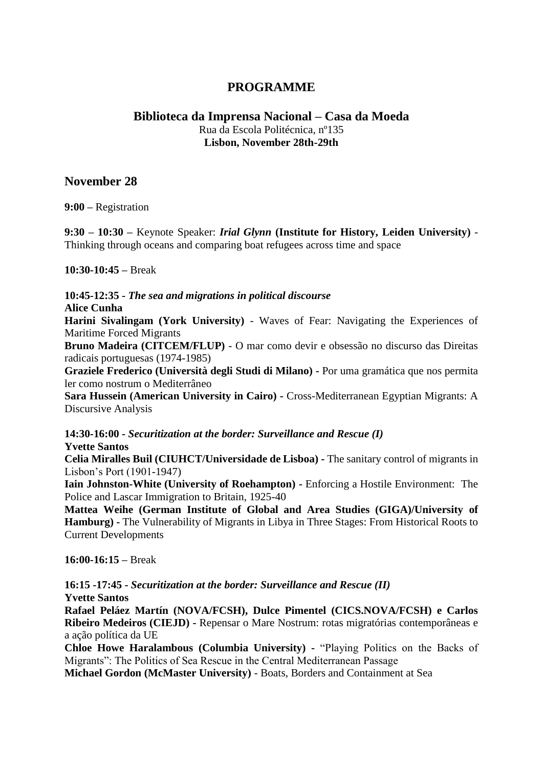# PROGRAMME

## Biblioteca da Imprensa Nacional – Casa da Moeda

Rua da Escola Politécnica, nº135

**Lisbon, November 28th-29th**

## November 28

**9:00 –** Registration

**9:30 – 10:30 –** Keynote Speaker: ***Irial Glynn*** **(Institute for History, Leiden University)** - Thinking through oceans and comparing boat refugees across time and space

**10:30-10:45 –** Break

**10:45-12:35 -** ***The sea and migrations in political discourse***

**Alice Cunha**

**Harini Sivalingam (York University)** - Waves of Fear: Navigating the Experiences of Maritime Forced Migrants

**Bruno Madeira (CITCEM/FLUP)** - O mar como devir e obsessão no discurso das Direitas radicais portuguesas (1974-1985)

**Graziele Frederico (Università degli Studi di Milano) -** Por uma gramática que nos permita ler como nostrum o Mediterrâneo

**Sara Hussein (American University in Cairo) -** Cross-Mediterranean Egyptian Migrants: A Discursive Analysis

**14:30-16:00 -** ***Securitization at the border: Surveillance and Rescue (I)***

**Yvette Santos**

**Celia Miralles Buil (CIUHCT/Universidade de Lisboa) -** The sanitary control of migrants in Lisbon's Port (1901-1947)

**Iain Johnston-White (University of Roehampton) -** Enforcing a Hostile Environment: The Police and Lascar Immigration to Britain, 1925-40

**Mattea Weihe (German Institute of Global and Area Studies (GIGA)/University of Hamburg) -** The Vulnerability of Migrants in Libya in Three Stages: From Historical Roots to Current Developments

**16:00-16:15 –** Break

**16:15 -17:45 -** ***Securitization at the border: Surveillance and Rescue (II)***

**Yvette Santos**

**Rafael Peláez Martín (NOVA/FCSH), Dulce Pimentel (CICS.NOVA/FCSH) e Carlos Ribeiro Medeiros (CIEJD) -** Repensar o Mare Nostrum: rotas migratórias contemporâneas e a ação política da UE

**Chloe Howe Haralambous (Columbia University) -** "Playing Politics on the Backs of Migrants": The Politics of Sea Rescue in the Central Mediterranean Passage

**Michael Gordon (McMaster University)** - Boats, Borders and Containment at Sea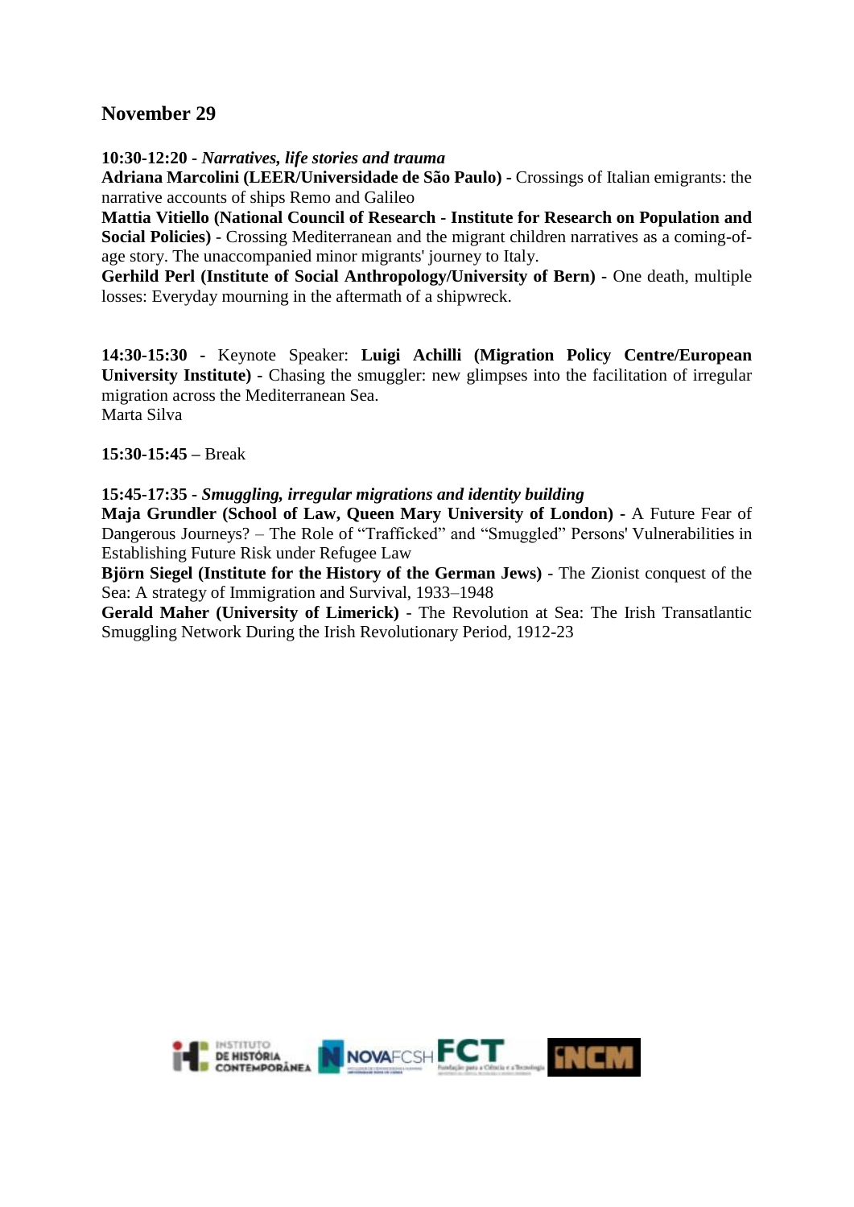## November 29

**10:30-12:20 -** ***Narratives, life stories and trauma***
**Adriana Marcolini (LEER/Universidade de São Paulo) -** Crossings of Italian emigrants: the narrative accounts of ships Remo and Galileo
**Mattia Vitiello (National Council of Research - Institute for Research on Population and Social Policies)** - Crossing Mediterranean and the migrant children narratives as a coming-of-age story. The unaccompanied minor migrants' journey to Italy.
**Gerhild Perl (Institute of Social Anthropology/University of Bern) -** One death, multiple losses: Everyday mourning in the aftermath of a shipwreck.

**14:30-15:30 -** Keynote Speaker: **Luigi Achilli (Migration Policy Centre/European University Institute) -** Chasing the smuggler: new glimpses into the facilitation of irregular migration across the Mediterranean Sea.
Marta Silva

**15:30-15:45 –** Break

**15:45-17:35 -** ***Smuggling, irregular migrations and identity building***
**Maja Grundler (School of Law, Queen Mary University of London) -** A Future Fear of Dangerous Journeys? – The Role of "Trafficked" and "Smuggled" Persons' Vulnerabilities in Establishing Future Risk under Refugee Law
**Björn Siegel (Institute for the History of the German Jews)** - The Zionist conquest of the Sea: A strategy of Immigration and Survival, 1933–1948
**Gerald Maher (University of Limerick)** - The Revolution at Sea: The Irish Transatlantic Smuggling Network During the Irish Revolutionary Period, 1912-23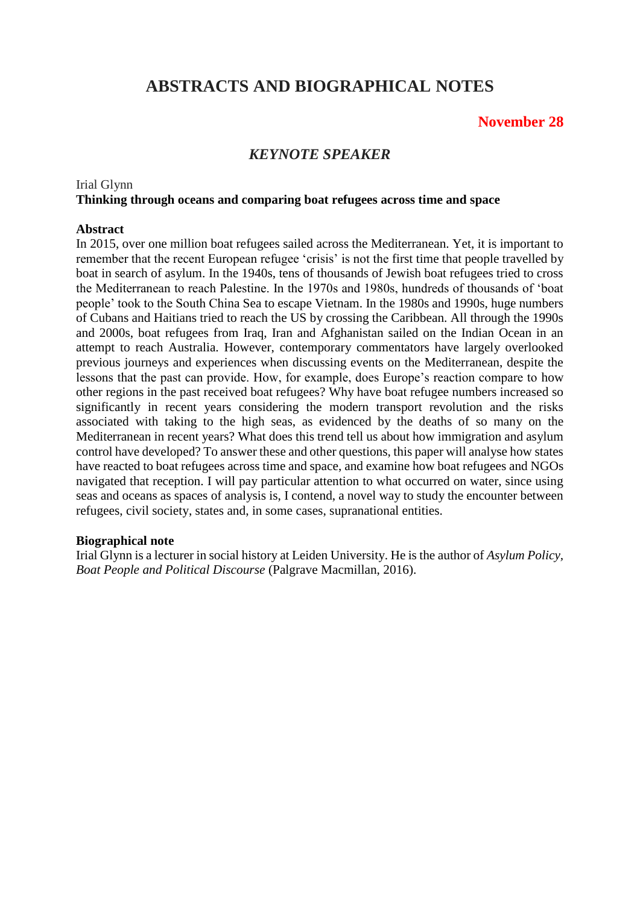# ABSTRACTS AND BIOGRAPHICAL NOTES

**November 28**

## *KEYNOTE SPEAKER*

Irial Glynn

**Thinking through oceans and comparing boat refugees across time and space**

**Abstract**

In 2015, over one million boat refugees sailed across the Mediterranean. Yet, it is important to remember that the recent European refugee 'crisis' is not the first time that people travelled by boat in search of asylum. In the 1940s, tens of thousands of Jewish boat refugees tried to cross the Mediterranean to reach Palestine. In the 1970s and 1980s, hundreds of thousands of 'boat people' took to the South China Sea to escape Vietnam. In the 1980s and 1990s, huge numbers of Cubans and Haitians tried to reach the US by crossing the Caribbean. All through the 1990s and 2000s, boat refugees from Iraq, Iran and Afghanistan sailed on the Indian Ocean in an attempt to reach Australia. However, contemporary commentators have largely overlooked previous journeys and experiences when discussing events on the Mediterranean, despite the lessons that the past can provide. How, for example, does Europe's reaction compare to how other regions in the past received boat refugees? Why have boat refugee numbers increased so significantly in recent years considering the modern transport revolution and the risks associated with taking to the high seas, as evidenced by the deaths of so many on the Mediterranean in recent years? What does this trend tell us about how immigration and asylum control have developed? To answer these and other questions, this paper will analyse how states have reacted to boat refugees across time and space, and examine how boat refugees and NGOs navigated that reception. I will pay particular attention to what occurred on water, since using seas and oceans as spaces of analysis is, I contend, a novel way to study the encounter between refugees, civil society, states and, in some cases, supranational entities.

**Biographical note**

Irial Glynn is a lecturer in social history at Leiden University. He is the author of *Asylum Policy, Boat People and Political Discourse* (Palgrave Macmillan, 2016).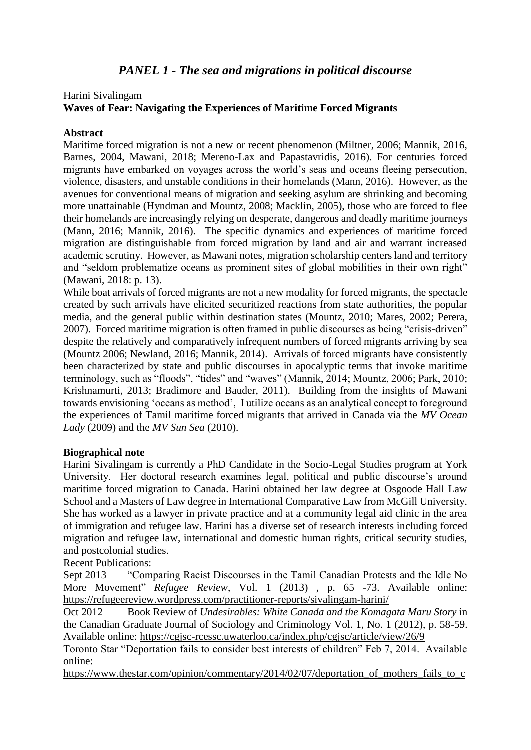## *PANEL 1 - The sea and migrations in political discourse*

Harini Sivalingam

**Waves of Fear: Navigating the Experiences of Maritime Forced Migrants**

**Abstract**

Maritime forced migration is not a new or recent phenomenon (Miltner, 2006; Mannik, 2016, Barnes, 2004, Mawani, 2018; Mereno-Lax and Papastavridis, 2016). For centuries forced migrants have embarked on voyages across the world's seas and oceans fleeing persecution, violence, disasters, and unstable conditions in their homelands (Mann, 2016). However, as the avenues for conventional means of migration and seeking asylum are shrinking and becoming more unattainable (Hyndman and Mountz, 2008; Macklin, 2005), those who are forced to flee their homelands are increasingly relying on desperate, dangerous and deadly maritime journeys (Mann, 2016; Mannik, 2016). The specific dynamics and experiences of maritime forced migration are distinguishable from forced migration by land and air and warrant increased academic scrutiny. However, as Mawani notes, migration scholarship centers land and territory and "seldom problematize oceans as prominent sites of global mobilities in their own right" (Mawani, 2018: p. 13).

While boat arrivals of forced migrants are not a new modality for forced migrants, the spectacle created by such arrivals have elicited securitized reactions from state authorities, the popular media, and the general public within destination states (Mountz, 2010; Mares, 2002; Perera, 2007). Forced maritime migration is often framed in public discourses as being "crisis-driven" despite the relatively and comparatively infrequent numbers of forced migrants arriving by sea (Mountz 2006; Newland, 2016; Mannik, 2014). Arrivals of forced migrants have consistently been characterized by state and public discourses in apocalyptic terms that invoke maritime terminology, such as "floods", "tides" and "waves" (Mannik, 2014; Mountz, 2006; Park, 2010; Krishnamurti, 2013; Bradimore and Bauder, 2011). Building from the insights of Mawani towards envisioning 'oceans as method', I utilize oceans as an analytical concept to foreground the experiences of Tamil maritime forced migrants that arrived in Canada via the *MV Ocean Lady* (2009) and the *MV Sun Sea* (2010).

**Biographical note**

Harini Sivalingam is currently a PhD Candidate in the Socio-Legal Studies program at York University. Her doctoral research examines legal, political and public discourse's around maritime forced migration to Canada. Harini obtained her law degree at Osgoode Hall Law School and a Masters of Law degree in International Comparative Law from McGill University. She has worked as a lawyer in private practice and at a community legal aid clinic in the area of immigration and refugee law. Harini has a diverse set of research interests including forced migration and refugee law, international and domestic human rights, critical security studies, and postcolonial studies.

Recent Publications:

Sept 2013 "Comparing Racist Discourses in the Tamil Canadian Protests and the Idle No More Movement" *Refugee Review*, Vol. 1 (2013) , p. 65 -73. Available online: https://refugeereview.wordpress.com/practitioner-reports/sivalingam-harini/

Oct 2012 Book Review of *Undesirables: White Canada and the Komagata Maru Story* in the Canadian Graduate Journal of Sociology and Criminology Vol. 1, No. 1 (2012), p. 58-59. Available online: https://cgjsc-rcessc.uwaterloo.ca/index.php/cgjsc/article/view/26/9

Toronto Star "Deportation fails to consider best interests of children" Feb 7, 2014. Available online:
https://www.thestar.com/opinion/commentary/2014/02/07/deportation_of_mothers_fails_to_c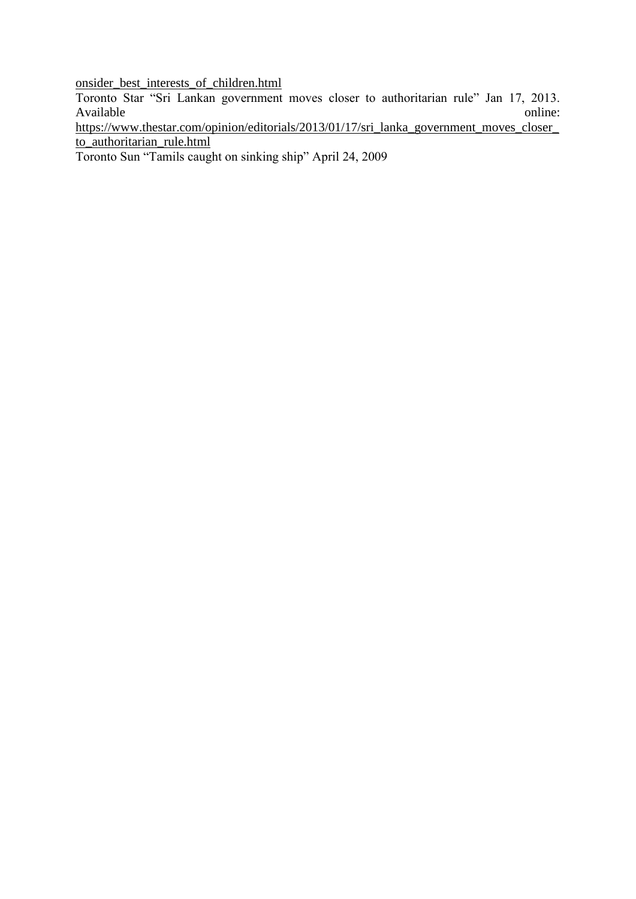onsider_best_interests_of_children.html

Toronto Star "Sri Lankan government moves closer to authoritarian rule" Jan 17, 2013. Available online: https://www.thestar.com/opinion/editorials/2013/01/17/sri_lanka_government_moves_closer_to_authoritarian_rule.html

Toronto Sun "Tamils caught on sinking ship" April 24, 2009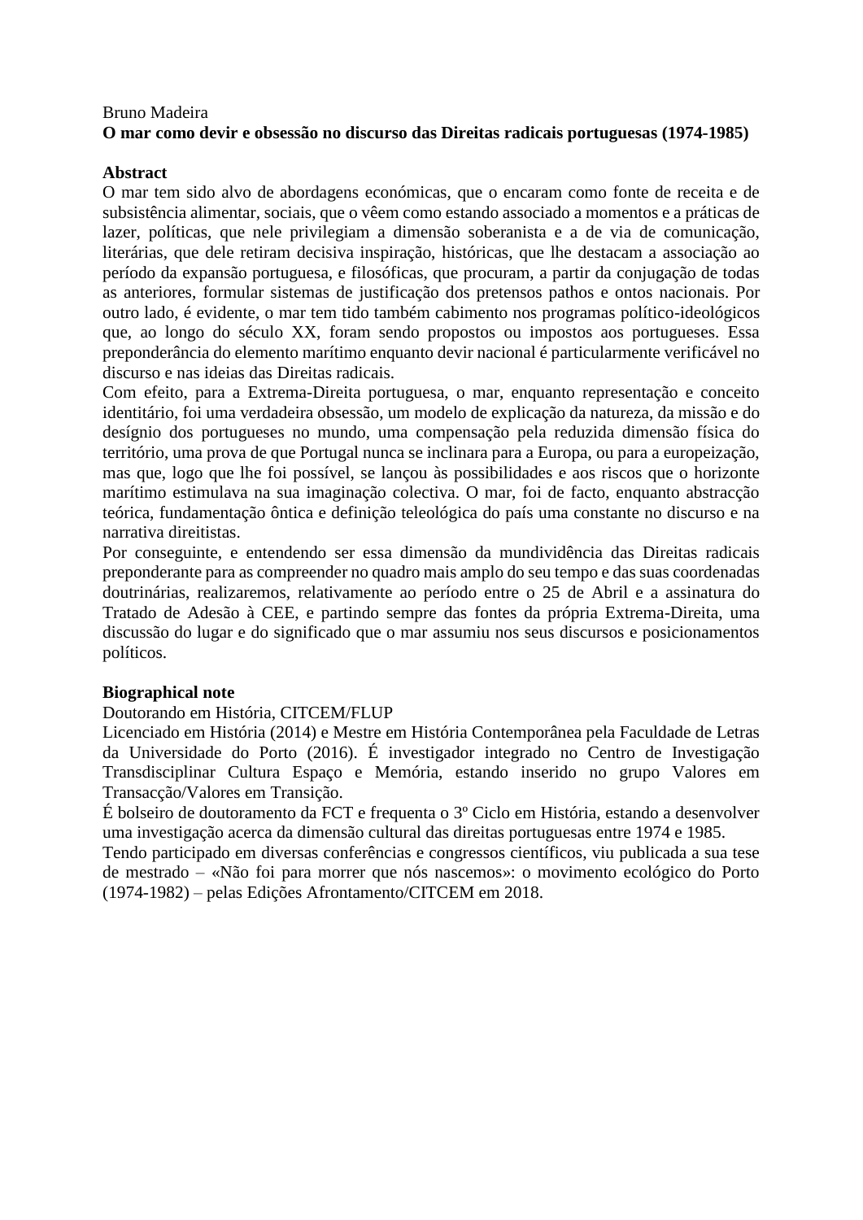Bruno Madeira

**O mar como devir e obsessão no discurso das Direitas radicais portuguesas (1974-1985)**

**Abstract**

O mar tem sido alvo de abordagens económicas, que o encaram como fonte de receita e de subsistência alimentar, sociais, que o vêem como estando associado a momentos e a práticas de lazer, políticas, que nele privilegiam a dimensão soberanista e a de via de comunicação, literárias, que dele retiram decisiva inspiração, históricas, que lhe destacam a associação ao período da expansão portuguesa, e filosóficas, que procuram, a partir da conjugação de todas as anteriores, formular sistemas de justificação dos pretensos pathos e ontos nacionais. Por outro lado, é evidente, o mar tem tido também cabimento nos programas político-ideológicos que, ao longo do século XX, foram sendo propostos ou impostos aos portugueses. Essa preponderância do elemento marítimo enquanto devir nacional é particularmente verificável no discurso e nas ideias das Direitas radicais.

Com efeito, para a Extrema-Direita portuguesa, o mar, enquanto representação e conceito identitário, foi uma verdadeira obsessão, um modelo de explicação da natureza, da missão e do desígnio dos portugueses no mundo, uma compensação pela reduzida dimensão física do território, uma prova de que Portugal nunca se inclinara para a Europa, ou para a europeização, mas que, logo que lhe foi possível, se lançou às possibilidades e aos riscos que o horizonte marítimo estimulava na sua imaginação colectiva. O mar, foi de facto, enquanto abstracção teórica, fundamentação ôntica e definição teleológica do país uma constante no discurso e na narrativa direitistas.

Por conseguinte, e entendendo ser essa dimensão da mundividência das Direitas radicais preponderante para as compreender no quadro mais amplo do seu tempo e das suas coordenadas doutrinárias, realizaremos, relativamente ao período entre o 25 de Abril e a assinatura do Tratado de Adesão à CEE, e partindo sempre das fontes da própria Extrema-Direita, uma discussão do lugar e do significado que o mar assumiu nos seus discursos e posicionamentos políticos.

**Biographical note**

Doutorando em História, CITCEM/FLUP

Licenciado em História (2014) e Mestre em História Contemporânea pela Faculdade de Letras da Universidade do Porto (2016). É investigador integrado no Centro de Investigação Transdisciplinar Cultura Espaço e Memória, estando inserido no grupo Valores em Transacção/Valores em Transição.

É bolseiro de doutoramento da FCT e frequenta o 3º Ciclo em História, estando a desenvolver uma investigação acerca da dimensão cultural das direitas portuguesas entre 1974 e 1985.

Tendo participado em diversas conferências e congressos científicos, viu publicada a sua tese de mestrado – «Não foi para morrer que nós nascemos»: o movimento ecológico do Porto (1974-1982) – pelas Edições Afrontamento/CITCEM em 2018.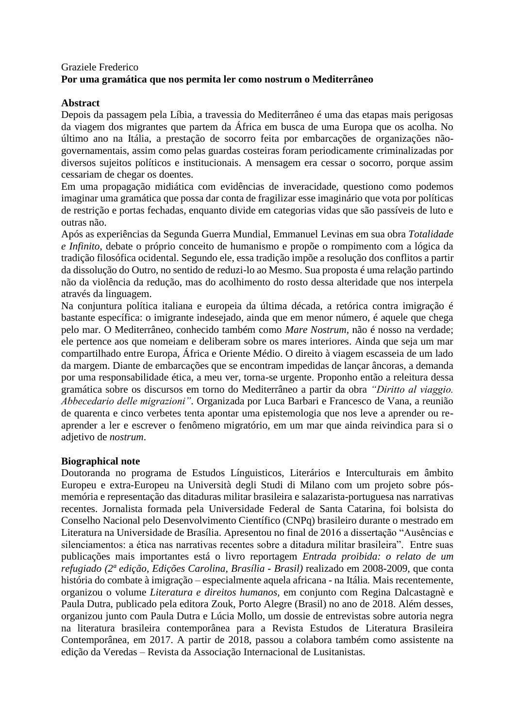Graziele Frederico

**Por uma gramática que nos permita ler como nostrum o Mediterrâneo**

**Abstract**

Depois da passagem pela Líbia, a travessia do Mediterrâneo é uma das etapas mais perigosas da viagem dos migrantes que partem da África em busca de uma Europa que os acolha. No último ano na Itália, a prestação de socorro feita por embarcações de organizações não-governamentais, assim como pelas guardas costeiras foram periodicamente criminalizadas por diversos sujeitos políticos e institucionais. A mensagem era cessar o socorro, porque assim cessariam de chegar os doentes.

Em uma propagação midiática com evidências de inveracidade, questiono como podemos imaginar uma gramática que possa dar conta de fragilizar esse imaginário que vota por políticas de restrição e portas fechadas, enquanto divide em categorias vidas que são passíveis de luto e outras não.

Após as experiências da Segunda Guerra Mundial, Emmanuel Levinas em sua obra *Totalidade e Infinito*, debate o próprio conceito de humanismo e propõe o rompimento com a lógica da tradição filosófica ocidental. Segundo ele, essa tradição impõe a resolução dos conflitos a partir da dissolução do Outro, no sentido de reduzi-lo ao Mesmo. Sua proposta é uma relação partindo não da violência da redução, mas do acolhimento do rosto dessa alteridade que nos interpela através da linguagem.

Na conjuntura política italiana e europeia da última década, a retórica contra imigração é bastante específica: o imigrante indesejado, ainda que em menor número, é aquele que chega pelo mar. O Mediterrâneo, conhecido também como *Mare Nostrum*, não é nosso na verdade; ele pertence aos que nomeiam e deliberam sobre os mares interiores. Ainda que seja um mar compartilhado entre Europa, África e Oriente Médio. O direito à viagem escasseia de um lado da margem. Diante de embarcações que se encontram impedidas de lançar âncoras, a demanda por uma responsabilidade ética, a meu ver, torna-se urgente. Proponho então a releitura dessa gramática sobre os discursos em torno do Mediterrâneo a partir da obra *"Diritto al viaggio. Abbecedario delle migrazioni"*. Organizada por Luca Barbari e Francesco de Vana, a reunião de quarenta e cinco verbetes tenta apontar uma epistemologia que nos leve a aprender ou re-aprender a ler e escrever o fenômeno migratório, em um mar que ainda reivindica para si o adjetivo de *nostrum*.

**Biographical note**

Doutoranda no programa de Estudos Línguisticos, Literários e Interculturais em âmbito Europeu e extra-Europeu na Università degli Studi di Milano com um projeto sobre pós-memória e representação das ditaduras militar brasileira e salazarista-portuguesa nas narrativas recentes. Jornalista formada pela Universidade Federal de Santa Catarina, foi bolsista do Conselho Nacional pelo Desenvolvimento Científico (CNPq) brasileiro durante o mestrado em Literatura na Universidade de Brasília. Apresentou no final de 2016 a dissertação "Ausências e silenciamentos: a ética nas narrativas recentes sobre a ditadura militar brasileira". Entre suas publicações mais importantes está o livro reportagem *Entrada proibida: o relato de um refugiado (2ª edição, Edições Carolina, Brasília - Brasil)* realizado em 2008-2009, que conta história do combate à imigração – especialmente aquela africana - na Itália. Mais recentemente, organizou o volume *Literatura e direitos humanos*, em conjunto com Regina Dalcastagnè e Paula Dutra, publicado pela editora Zouk, Porto Alegre (Brasil) no ano de 2018. Além desses, organizou junto com Paula Dutra e Lúcia Mollo, um dossie de entrevistas sobre autoria negra na literatura brasileira contemporânea para a Revista Estudos de Literatura Brasileira Contemporânea, em 2017. A partir de 2018, passou a colabora também como assistente na edição da Veredas – Revista da Associação Internacional de Lusitanistas.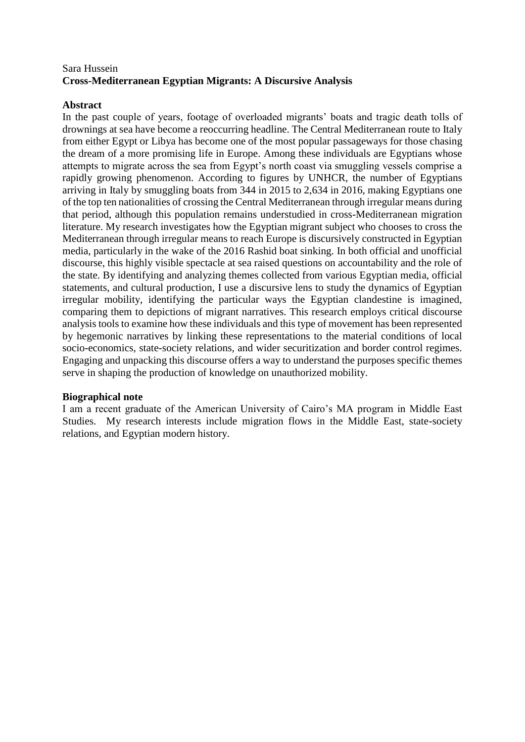Sara Hussein

**Cross-Mediterranean Egyptian Migrants: A Discursive Analysis**

**Abstract**

In the past couple of years, footage of overloaded migrants' boats and tragic death tolls of drownings at sea have become a reoccurring headline. The Central Mediterranean route to Italy from either Egypt or Libya has become one of the most popular passageways for those chasing the dream of a more promising life in Europe. Among these individuals are Egyptians whose attempts to migrate across the sea from Egypt's north coast via smuggling vessels comprise a rapidly growing phenomenon. According to figures by UNHCR, the number of Egyptians arriving in Italy by smuggling boats from 344 in 2015 to 2,634 in 2016, making Egyptians one of the top ten nationalities of crossing the Central Mediterranean through irregular means during that period, although this population remains understudied in cross-Mediterranean migration literature. My research investigates how the Egyptian migrant subject who chooses to cross the Mediterranean through irregular means to reach Europe is discursively constructed in Egyptian media, particularly in the wake of the 2016 Rashid boat sinking. In both official and unofficial discourse, this highly visible spectacle at sea raised questions on accountability and the role of the state. By identifying and analyzing themes collected from various Egyptian media, official statements, and cultural production, I use a discursive lens to study the dynamics of Egyptian irregular mobility, identifying the particular ways the Egyptian clandestine is imagined, comparing them to depictions of migrant narratives. This research employs critical discourse analysis tools to examine how these individuals and this type of movement has been represented by hegemonic narratives by linking these representations to the material conditions of local socio-economics, state-society relations, and wider securitization and border control regimes. Engaging and unpacking this discourse offers a way to understand the purposes specific themes serve in shaping the production of knowledge on unauthorized mobility.

**Biographical note**

I am a recent graduate of the American University of Cairo's MA program in Middle East Studies. My research interests include migration flows in the Middle East, state-society relations, and Egyptian modern history.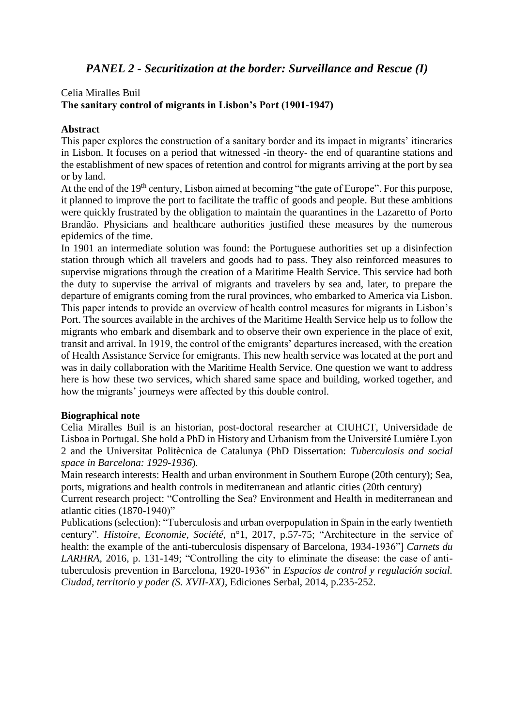## *PANEL 2 - Securitization at the border: Surveillance and Rescue (I)*

Celia Miralles Buil

**The sanitary control of migrants in Lisbon's Port (1901-1947)**

**Abstract**

This paper explores the construction of a sanitary border and its impact in migrants' itineraries in Lisbon. It focuses on a period that witnessed -in theory- the end of quarantine stations and the establishment of new spaces of retention and control for migrants arriving at the port by sea or by land.

At the end of the 19th century, Lisbon aimed at becoming "the gate of Europe". For this purpose, it planned to improve the port to facilitate the traffic of goods and people. But these ambitions were quickly frustrated by the obligation to maintain the quarantines in the Lazaretto of Porto Brandão. Physicians and healthcare authorities justified these measures by the numerous epidemics of the time.

In 1901 an intermediate solution was found: the Portuguese authorities set up a disinfection station through which all travelers and goods had to pass. They also reinforced measures to supervise migrations through the creation of a Maritime Health Service. This service had both the duty to supervise the arrival of migrants and travelers by sea and, later, to prepare the departure of emigrants coming from the rural provinces, who embarked to America via Lisbon. This paper intends to provide an overview of health control measures for migrants in Lisbon's Port. The sources available in the archives of the Maritime Health Service help us to follow the migrants who embark and disembark and to observe their own experience in the place of exit, transit and arrival. In 1919, the control of the emigrants' departures increased, with the creation of Health Assistance Service for emigrants. This new health service was located at the port and was in daily collaboration with the Maritime Health Service. One question we want to address here is how these two services, which shared same space and building, worked together, and how the migrants' journeys were affected by this double control.

**Biographical note**

Celia Miralles Buil is an historian, post-doctoral researcher at CIUHCT, Universidade de Lisboa in Portugal. She hold a PhD in History and Urbanism from the Université Lumière Lyon 2 and the Universitat Politècnica de Catalunya (PhD Dissertation: *Tuberculosis and social space in Barcelona: 1929-1936*).

Main research interests: Health and urban environment in Southern Europe (20th century); Sea, ports, migrations and health controls in mediterranean and atlantic cities (20th century)

Current research project: "Controlling the Sea? Environment and Health in mediterranean and atlantic cities (1870-1940)"

Publications (selection): "Tuberculosis and urban overpopulation in Spain in the early twentieth century". *Histoire, Economie, Société*, n°1, 2017, p.57-75; "Architecture in the service of health: the example of the anti-tuberculosis dispensary of Barcelona, 1934-1936"] *Carnets du LARHRA*, 2016, p. 131-149; "Controlling the city to eliminate the disease: the case of anti-tuberculosis prevention in Barcelona, 1920-1936" in *Espacios de control y regulación social. Ciudad, territorio y poder (S. XVII-XX)*, Ediciones Serbal, 2014, p.235-252.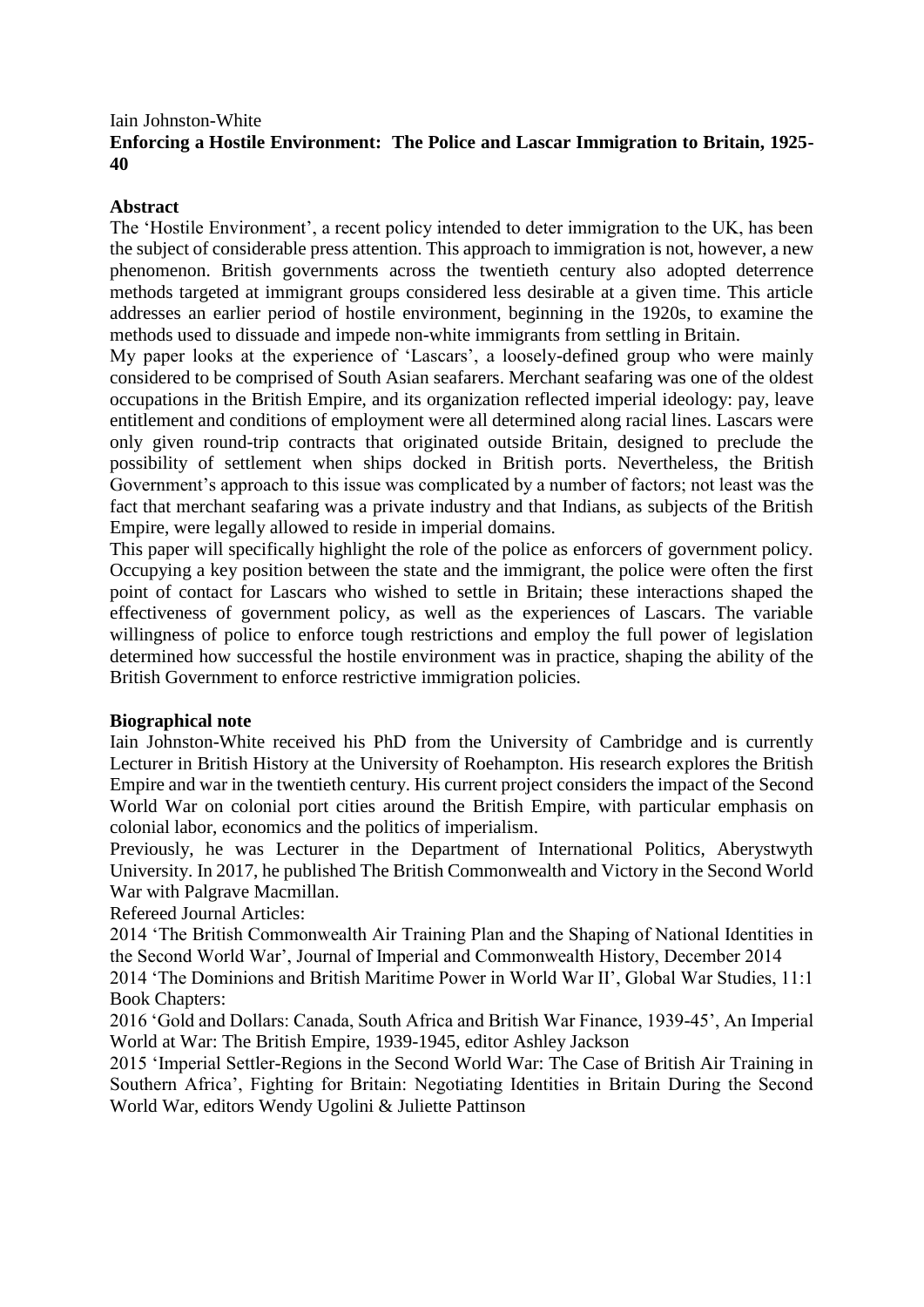Iain Johnston-White

**Enforcing a Hostile Environment: The Police and Lascar Immigration to Britain, 1925-40**

**Abstract**

The 'Hostile Environment', a recent policy intended to deter immigration to the UK, has been the subject of considerable press attention. This approach to immigration is not, however, a new phenomenon. British governments across the twentieth century also adopted deterrence methods targeted at immigrant groups considered less desirable at a given time. This article addresses an earlier period of hostile environment, beginning in the 1920s, to examine the methods used to dissuade and impede non-white immigrants from settling in Britain.

My paper looks at the experience of 'Lascars', a loosely-defined group who were mainly considered to be comprised of South Asian seafarers. Merchant seafaring was one of the oldest occupations in the British Empire, and its organization reflected imperial ideology: pay, leave entitlement and conditions of employment were all determined along racial lines. Lascars were only given round-trip contracts that originated outside Britain, designed to preclude the possibility of settlement when ships docked in British ports. Nevertheless, the British Government's approach to this issue was complicated by a number of factors; not least was the fact that merchant seafaring was a private industry and that Indians, as subjects of the British Empire, were legally allowed to reside in imperial domains.

This paper will specifically highlight the role of the police as enforcers of government policy. Occupying a key position between the state and the immigrant, the police were often the first point of contact for Lascars who wished to settle in Britain; these interactions shaped the effectiveness of government policy, as well as the experiences of Lascars. The variable willingness of police to enforce tough restrictions and employ the full power of legislation determined how successful the hostile environment was in practice, shaping the ability of the British Government to enforce restrictive immigration policies.

**Biographical note**

Iain Johnston-White received his PhD from the University of Cambridge and is currently Lecturer in British History at the University of Roehampton. His research explores the British Empire and war in the twentieth century. His current project considers the impact of the Second World War on colonial port cities around the British Empire, with particular emphasis on colonial labor, economics and the politics of imperialism.

Previously, he was Lecturer in the Department of International Politics, Aberystwyth University. In 2017, he published The British Commonwealth and Victory in the Second World War with Palgrave Macmillan.

Refereed Journal Articles:

2014 'The British Commonwealth Air Training Plan and the Shaping of National Identities in the Second World War', Journal of Imperial and Commonwealth History, December 2014

2014 'The Dominions and British Maritime Power in World War II', Global War Studies, 11:1

Book Chapters:

2016 'Gold and Dollars: Canada, South Africa and British War Finance, 1939-45', An Imperial World at War: The British Empire, 1939-1945, editor Ashley Jackson

2015 'Imperial Settler-Regions in the Second World War: The Case of British Air Training in Southern Africa', Fighting for Britain: Negotiating Identities in Britain During the Second World War, editors Wendy Ugolini & Juliette Pattinson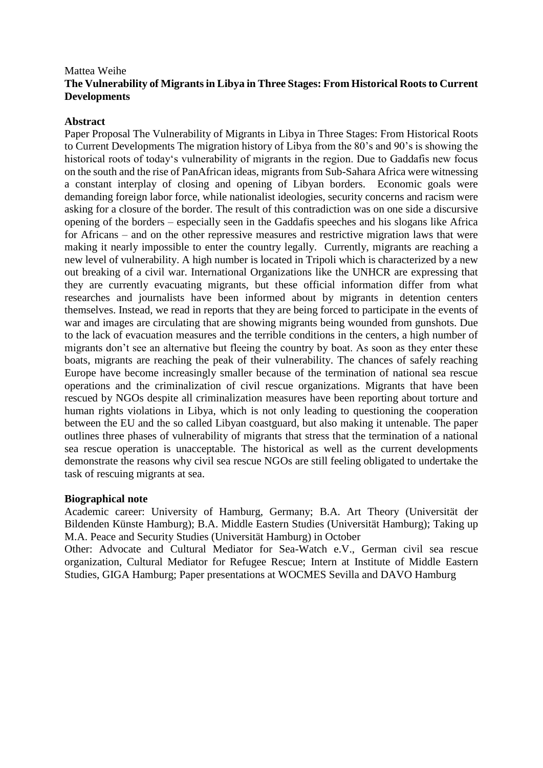Mattea Weihe

**The Vulnerability of Migrants in Libya in Three Stages: From Historical Roots to Current Developments**

**Abstract**

Paper Proposal The Vulnerability of Migrants in Libya in Three Stages: From Historical Roots to Current Developments The migration history of Libya from the 80's and 90's is showing the historical roots of today's vulnerability of migrants in the region. Due to Gaddafis new focus on the south and the rise of PanAfrican ideas, migrants from Sub-Sahara Africa were witnessing a constant interplay of closing and opening of Libyan borders. Economic goals were demanding foreign labor force, while nationalist ideologies, security concerns and racism were asking for a closure of the border. The result of this contradiction was on one side a discursive opening of the borders – especially seen in the Gaddafis speeches and his slogans like Africa for Africans – and on the other repressive measures and restrictive migration laws that were making it nearly impossible to enter the country legally. Currently, migrants are reaching a new level of vulnerability. A high number is located in Tripoli which is characterized by a new out breaking of a civil war. International Organizations like the UNHCR are expressing that they are currently evacuating migrants, but these official information differ from what researches and journalists have been informed about by migrants in detention centers themselves. Instead, we read in reports that they are being forced to participate in the events of war and images are circulating that are showing migrants being wounded from gunshots. Due to the lack of evacuation measures and the terrible conditions in the centers, a high number of migrants don't see an alternative but fleeing the country by boat. As soon as they enter these boats, migrants are reaching the peak of their vulnerability. The chances of safely reaching Europe have become increasingly smaller because of the termination of national sea rescue operations and the criminalization of civil rescue organizations. Migrants that have been rescued by NGOs despite all criminalization measures have been reporting about torture and human rights violations in Libya, which is not only leading to questioning the cooperation between the EU and the so called Libyan coastguard, but also making it untenable. The paper outlines three phases of vulnerability of migrants that stress that the termination of a national sea rescue operation is unacceptable. The historical as well as the current developments demonstrate the reasons why civil sea rescue NGOs are still feeling obligated to undertake the task of rescuing migrants at sea.

**Biographical note**

Academic career: University of Hamburg, Germany; B.A. Art Theory (Universität der Bildenden Künste Hamburg); B.A. Middle Eastern Studies (Universität Hamburg); Taking up M.A. Peace and Security Studies (Universität Hamburg) in October

Other: Advocate and Cultural Mediator for Sea-Watch e.V., German civil sea rescue organization, Cultural Mediator for Refugee Rescue; Intern at Institute of Middle Eastern Studies, GIGA Hamburg; Paper presentations at WOCMES Sevilla and DAVO Hamburg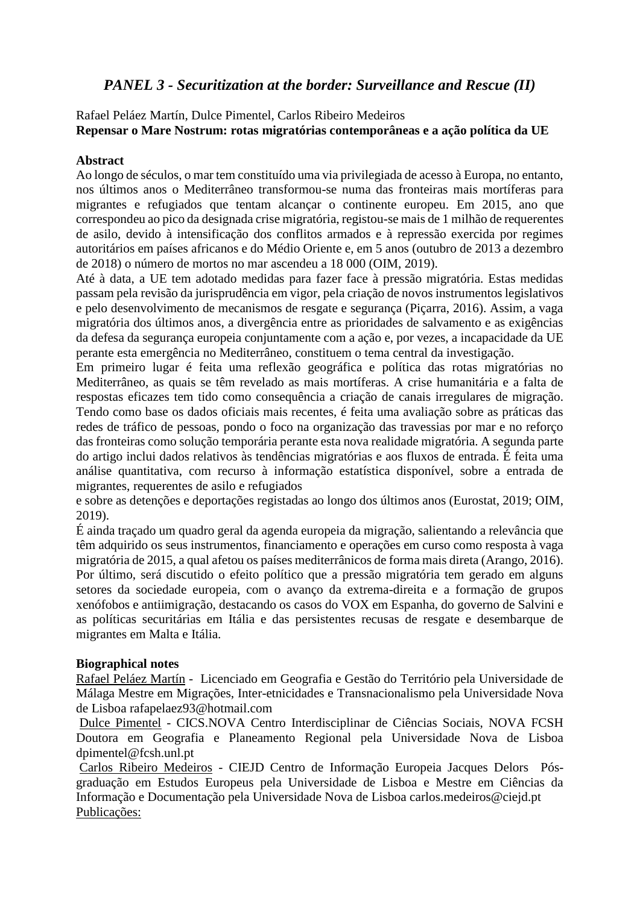## *PANEL 3 - Securitization at the border: Surveillance and Rescue (II)*

Rafael Peláez Martín, Dulce Pimentel, Carlos Ribeiro Medeiros

**Repensar o Mare Nostrum: rotas migratórias contemporâneas e a ação política da UE**

**Abstract**

Ao longo de séculos, o mar tem constituído uma via privilegiada de acesso à Europa, no entanto, nos últimos anos o Mediterrâneo transformou-se numa das fronteiras mais mortíferas para migrantes e refugiados que tentam alcançar o continente europeu. Em 2015, ano que correspondeu ao pico da designada crise migratória, registou-se mais de 1 milhão de requerentes de asilo, devido à intensificação dos conflitos armados e à repressão exercida por regimes autoritários em países africanos e do Médio Oriente e, em 5 anos (outubro de 2013 a dezembro de 2018) o número de mortos no mar ascendeu a 18 000 (OIM, 2019).

Até à data, a UE tem adotado medidas para fazer face à pressão migratória. Estas medidas passam pela revisão da jurisprudência em vigor, pela criação de novos instrumentos legislativos e pelo desenvolvimento de mecanismos de resgate e segurança (Piçarra, 2016). Assim, a vaga migratória dos últimos anos, a divergência entre as prioridades de salvamento e as exigências da defesa da segurança europeia conjuntamente com a ação e, por vezes, a incapacidade da UE perante esta emergência no Mediterrâneo, constituem o tema central da investigação.

Em primeiro lugar é feita uma reflexão geográfica e política das rotas migratórias no Mediterrâneo, as quais se têm revelado as mais mortíferas. A crise humanitária e a falta de respostas eficazes tem tido como consequência a criação de canais irregulares de migração. Tendo como base os dados oficiais mais recentes, é feita uma avaliação sobre as práticas das redes de tráfico de pessoas, pondo o foco na organização das travessias por mar e no reforço das fronteiras como solução temporária perante esta nova realidade migratória. A segunda parte do artigo inclui dados relativos às tendências migratórias e aos fluxos de entrada. É feita uma análise quantitativa, com recurso à informação estatística disponível, sobre a entrada de migrantes, requerentes de asilo e refugiados

e sobre as detenções e deportações registadas ao longo dos últimos anos (Eurostat, 2019; OIM, 2019).

É ainda traçado um quadro geral da agenda europeia da migração, salientando a relevância que têm adquirido os seus instrumentos, financiamento e operações em curso como resposta à vaga migratória de 2015, a qual afetou os países mediterrânicos de forma mais direta (Arango, 2016). Por último, será discutido o efeito político que a pressão migratória tem gerado em alguns setores da sociedade europeia, com o avanço da extrema-direita e a formação de grupos xenófobos e antiimigração, destacando os casos do VOX em Espanha, do governo de Salvini e as políticas securitárias em Itália e das persistentes recusas de resgate e desembarque de migrantes em Malta e Itália.

**Biographical notes**

Rafael Peláez Martín - Licenciado em Geografia e Gestão do Território pela Universidade de Málaga Mestre em Migrações, Inter-etnicidades e Transnacionalismo pela Universidade Nova de Lisboa rafapelaez93@hotmail.com

Dulce Pimentel - CICS.NOVA Centro Interdisciplinar de Ciências Sociais, NOVA FCSH Doutora em Geografia e Planeamento Regional pela Universidade Nova de Lisboa dpimentel@fcsh.unl.pt

Carlos Ribeiro Medeiros - CIEJD Centro de Informação Europeia Jacques Delors Pós-graduação em Estudos Europeus pela Universidade de Lisboa e Mestre em Ciências da Informação e Documentação pela Universidade Nova de Lisboa carlos.medeiros@ciejd.pt

Publicações: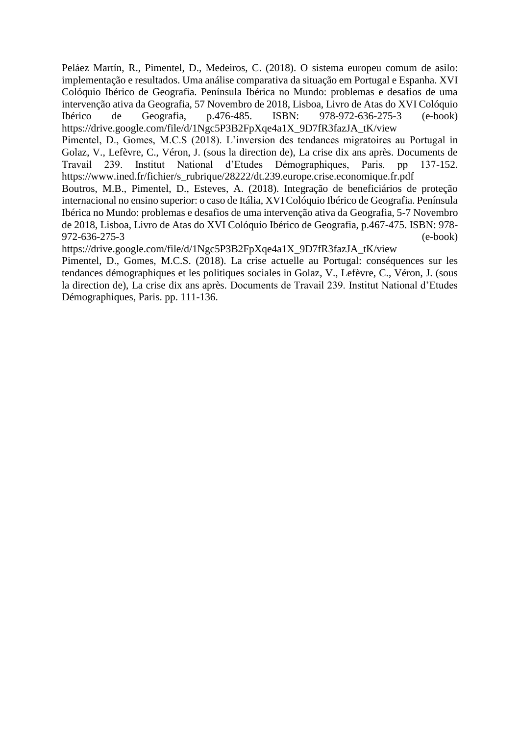Peláez Martín, R., Pimentel, D., Medeiros, C. (2018). O sistema europeu comum de asilo: implementação e resultados. Uma análise comparativa da situação em Portugal e Espanha. XVI Colóquio Ibérico de Geografia. Península Ibérica no Mundo: problemas e desafios de uma intervenção ativa da Geografia, 57 Novembro de 2018, Lisboa, Livro de Atas do XVI Colóquio Ibérico de Geografia, p.476-485. ISBN: 978-972-636-275-3 (e-book) https://drive.google.com/file/d/1Ngc5P3B2FpXqe4a1X_9D7fR3fazJA_tK/view

Pimentel, D., Gomes, M.C.S (2018). L'inversion des tendances migratoires au Portugal in Golaz, V., Lefèvre, C., Véron, J. (sous la direction de), La crise dix ans après. Documents de Travail 239. Institut National d'Etudes Démographiques, Paris. pp 137-152. https://www.ined.fr/fichier/s_rubrique/28222/dt.239.europe.crise.economique.fr.pdf

Boutros, M.B., Pimentel, D., Esteves, A. (2018). Integração de beneficiários de proteção internacional no ensino superior: o caso de Itália, XVI Colóquio Ibérico de Geografia. Península Ibérica no Mundo: problemas e desafios de uma intervenção ativa da Geografia, 5-7 Novembro de 2018, Lisboa, Livro de Atas do XVI Colóquio Ibérico de Geografia, p.467-475. ISBN: 978-972-636-275-3 (e-book) https://drive.google.com/file/d/1Ngc5P3B2FpXqe4a1X_9D7fR3fazJA_tK/view

Pimentel, D., Gomes, M.C.S. (2018). La crise actuelle au Portugal: conséquences sur les tendances démographiques et les politiques sociales in Golaz, V., Lefèvre, C., Véron, J. (sous la direction de), La crise dix ans après. Documents de Travail 239. Institut National d'Etudes Démographiques, Paris. pp. 111-136.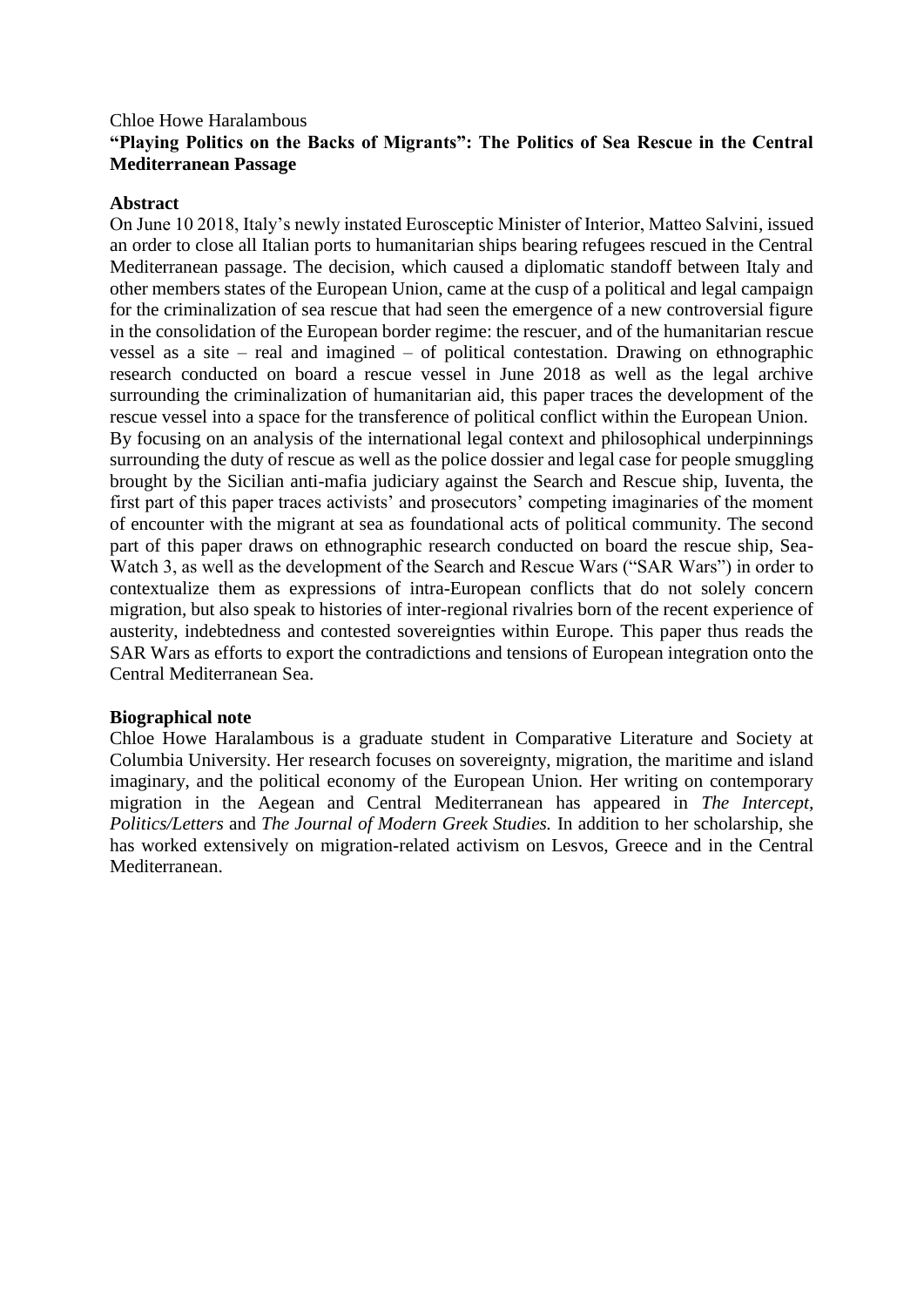Chloe Howe Haralambous

**"Playing Politics on the Backs of Migrants": The Politics of Sea Rescue in the Central Mediterranean Passage**

**Abstract**

On June 10 2018, Italy's newly instated Eurosceptic Minister of Interior, Matteo Salvini, issued an order to close all Italian ports to humanitarian ships bearing refugees rescued in the Central Mediterranean passage. The decision, which caused a diplomatic standoff between Italy and other members states of the European Union, came at the cusp of a political and legal campaign for the criminalization of sea rescue that had seen the emergence of a new controversial figure in the consolidation of the European border regime: the rescuer, and of the humanitarian rescue vessel as a site – real and imagined – of political contestation. Drawing on ethnographic research conducted on board a rescue vessel in June 2018 as well as the legal archive surrounding the criminalization of humanitarian aid, this paper traces the development of the rescue vessel into a space for the transference of political conflict within the European Union. By focusing on an analysis of the international legal context and philosophical underpinnings surrounding the duty of rescue as well as the police dossier and legal case for people smuggling brought by the Sicilian anti-mafia judiciary against the Search and Rescue ship, Iuventa, the first part of this paper traces activists' and prosecutors' competing imaginaries of the moment of encounter with the migrant at sea as foundational acts of political community. The second part of this paper draws on ethnographic research conducted on board the rescue ship, Sea-Watch 3, as well as the development of the Search and Rescue Wars ("SAR Wars") in order to contextualize them as expressions of intra-European conflicts that do not solely concern migration, but also speak to histories of inter-regional rivalries born of the recent experience of austerity, indebtedness and contested sovereignties within Europe. This paper thus reads the SAR Wars as efforts to export the contradictions and tensions of European integration onto the Central Mediterranean Sea.

**Biographical note**

Chloe Howe Haralambous is a graduate student in Comparative Literature and Society at Columbia University. Her research focuses on sovereignty, migration, the maritime and island imaginary, and the political economy of the European Union. Her writing on contemporary migration in the Aegean and Central Mediterranean has appeared in *The Intercept*, *Politics/Letters* and *The Journal of Modern Greek Studies.* In addition to her scholarship, she has worked extensively on migration-related activism on Lesvos, Greece and in the Central Mediterranean.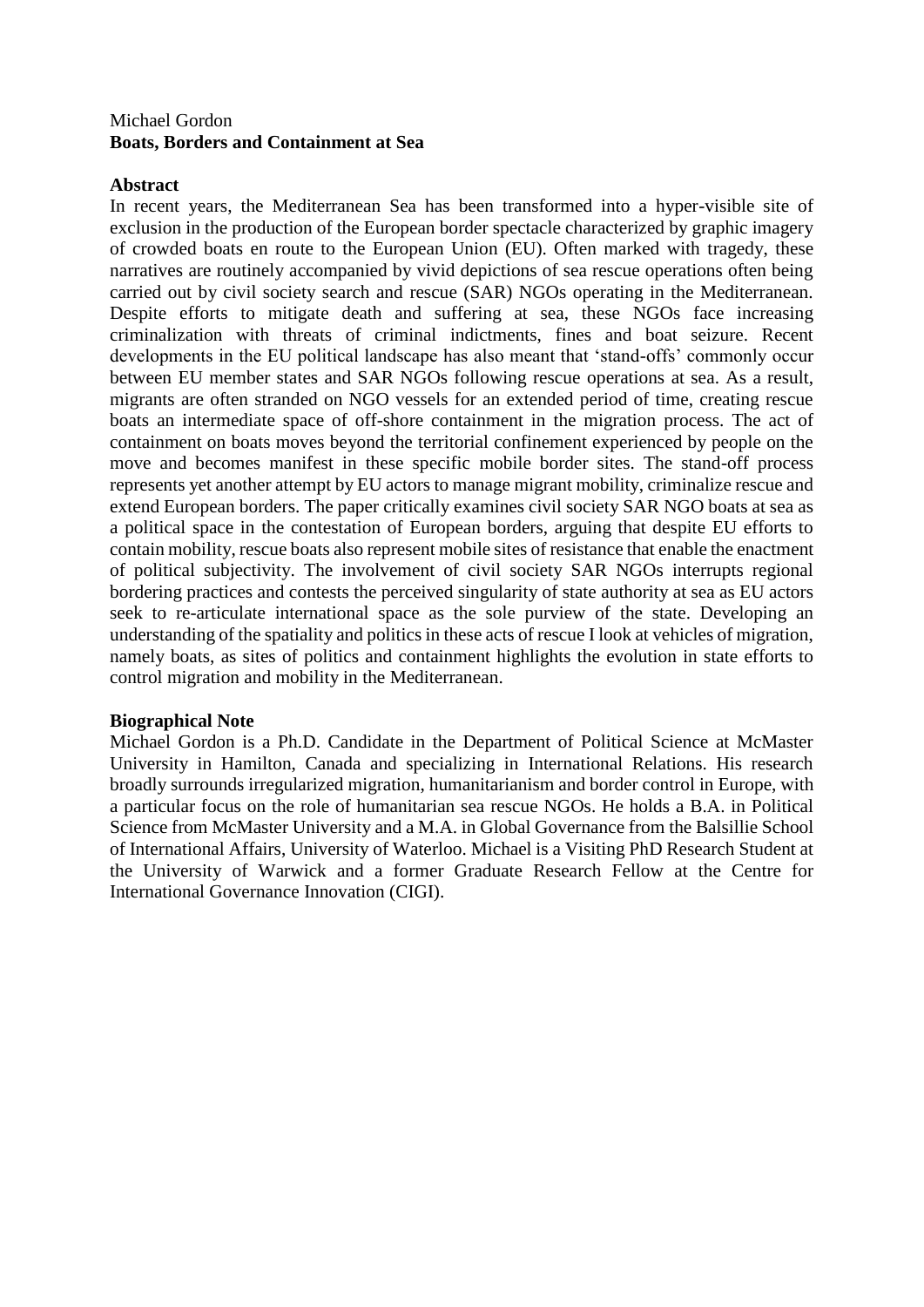Michael Gordon

**Boats, Borders and Containment at Sea**

**Abstract**

In recent years, the Mediterranean Sea has been transformed into a hyper-visible site of exclusion in the production of the European border spectacle characterized by graphic imagery of crowded boats en route to the European Union (EU). Often marked with tragedy, these narratives are routinely accompanied by vivid depictions of sea rescue operations often being carried out by civil society search and rescue (SAR) NGOs operating in the Mediterranean. Despite efforts to mitigate death and suffering at sea, these NGOs face increasing criminalization with threats of criminal indictments, fines and boat seizure. Recent developments in the EU political landscape has also meant that 'stand-offs' commonly occur between EU member states and SAR NGOs following rescue operations at sea. As a result, migrants are often stranded on NGO vessels for an extended period of time, creating rescue boats an intermediate space of off-shore containment in the migration process. The act of containment on boats moves beyond the territorial confinement experienced by people on the move and becomes manifest in these specific mobile border sites. The stand-off process represents yet another attempt by EU actors to manage migrant mobility, criminalize rescue and extend European borders. The paper critically examines civil society SAR NGO boats at sea as a political space in the contestation of European borders, arguing that despite EU efforts to contain mobility, rescue boats also represent mobile sites of resistance that enable the enactment of political subjectivity. The involvement of civil society SAR NGOs interrupts regional bordering practices and contests the perceived singularity of state authority at sea as EU actors seek to re-articulate international space as the sole purview of the state. Developing an understanding of the spatiality and politics in these acts of rescue I look at vehicles of migration, namely boats, as sites of politics and containment highlights the evolution in state efforts to control migration and mobility in the Mediterranean.

**Biographical Note**

Michael Gordon is a Ph.D. Candidate in the Department of Political Science at McMaster University in Hamilton, Canada and specializing in International Relations. His research broadly surrounds irregularized migration, humanitarianism and border control in Europe, with a particular focus on the role of humanitarian sea rescue NGOs. He holds a B.A. in Political Science from McMaster University and a M.A. in Global Governance from the Balsillie School of International Affairs, University of Waterloo. Michael is a Visiting PhD Research Student at the University of Warwick and a former Graduate Research Fellow at the Centre for International Governance Innovation (CIGI).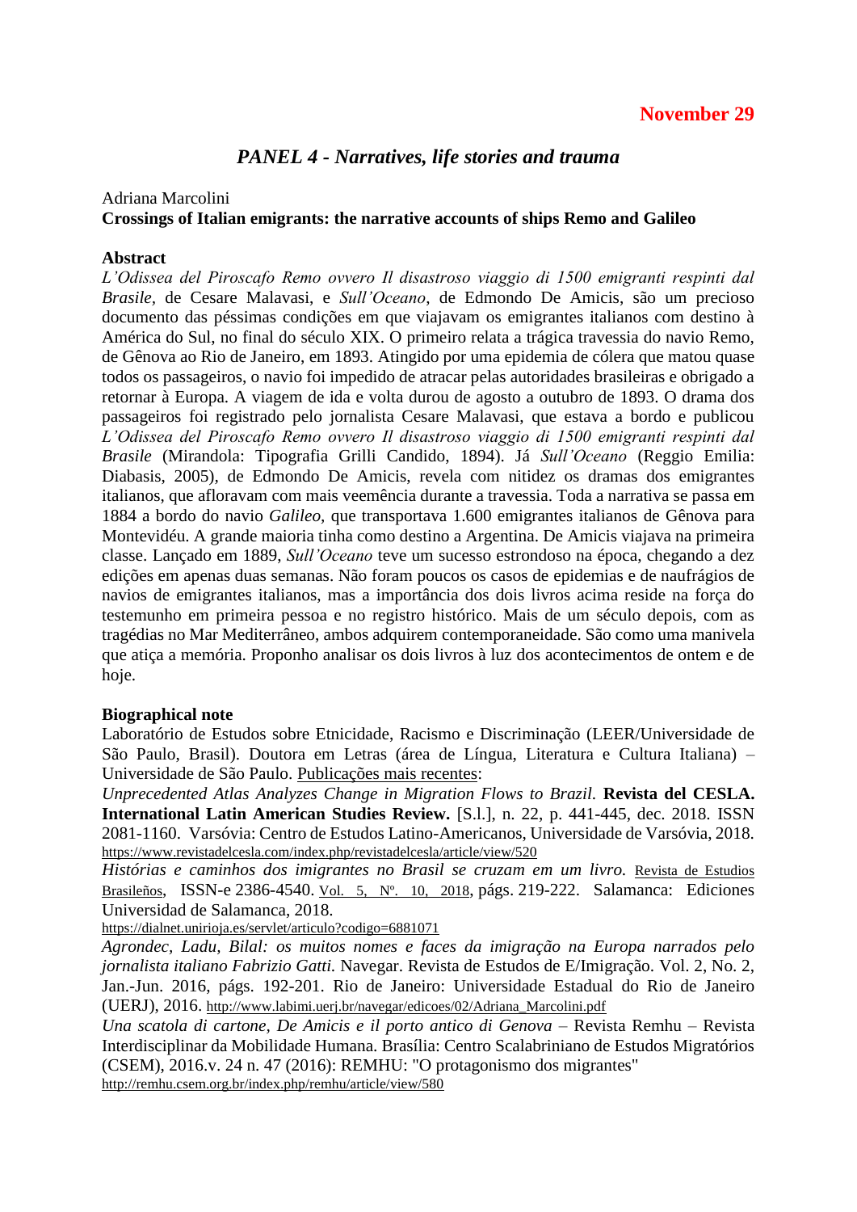**November 29**

## *PANEL 4 - Narratives, life stories and trauma*

Adriana Marcolini

**Crossings of Italian emigrants: the narrative accounts of ships Remo and Galileo**

**Abstract**

*L'Odissea del Piroscafo Remo ovvero Il disastroso viaggio di 1500 emigranti respinti dal Brasile*, de Cesare Malavasi, e *Sull'Oceano*, de Edmondo De Amicis, são um precioso documento das péssimas condições em que viajavam os emigrantes italianos com destino à América do Sul, no final do século XIX. O primeiro relata a trágica travessia do navio Remo, de Gênova ao Rio de Janeiro, em 1893. Atingido por uma epidemia de cólera que matou quase todos os passageiros, o navio foi impedido de atracar pelas autoridades brasileiras e obrigado a retornar à Europa. A viagem de ida e volta durou de agosto a outubro de 1893. O drama dos passageiros foi registrado pelo jornalista Cesare Malavasi, que estava a bordo e publicou *L'Odissea del Piroscafo Remo ovvero Il disastroso viaggio di 1500 emigranti respinti dal Brasile* (Mirandola: Tipografia Grilli Candido, 1894). Já *Sull'Oceano* (Reggio Emilia: Diabasis, 2005), de Edmondo De Amicis, revela com nitidez os dramas dos emigrantes italianos, que afloravam com mais veemência durante a travessia. Toda a narrativa se passa em 1884 a bordo do navio *Galileo*, que transportava 1.600 emigrantes italianos de Gênova para Montevidéu. A grande maioria tinha como destino a Argentina. De Amicis viajava na primeira classe. Lançado em 1889, *Sull'Oceano* teve um sucesso estrondoso na época, chegando a dez edições em apenas duas semanas. Não foram poucos os casos de epidemias e de naufrágios de navios de emigrantes italianos, mas a importância dos dois livros acima reside na força do testemunho em primeira pessoa e no registro histórico. Mais de um século depois, com as tragédias no Mar Mediterrâneo, ambos adquirem contemporaneidade. São como uma manivela que atiça a memória. Proponho analisar os dois livros à luz dos acontecimentos de ontem e de hoje.

**Biographical note**

Laboratório de Estudos sobre Etnicidade, Racismo e Discriminação (LEER/Universidade de São Paulo, Brasil). Doutora em Letras (área de Língua, Literatura e Cultura Italiana) – Universidade de São Paulo. Publicações mais recentes:

*Unprecedented Atlas Analyzes Change in Migration Flows to Brazil.* **Revista del CESLA. International Latin American Studies Review.** [S.l.], n. 22, p. 441-445, dec. 2018. ISSN 2081-1160. Varsóvia: Centro de Estudos Latino-Americanos, Universidade de Varsóvia, 2018. https://www.revistadelcesla.com/index.php/revistadelcesla/article/view/520

*Histórias e caminhos dos imigrantes no Brasil se cruzam em um livro.* Revista de Estudios Brasileños, ISSN-e 2386-4540. Vol. 5, Nº. 10, 2018, págs. 219-222. Salamanca: Ediciones Universidad de Salamanca, 2018.
https://dialnet.unirioja.es/servlet/articulo?codigo=6881071

*Agrondec, Ladu, Bilal: os muitos nomes e faces da imigração na Europa narrados pelo jornalista italiano Fabrizio Gatti.* Navegar. Revista de Estudos de E/Imigração. Vol. 2, No. 2, Jan.-Jun. 2016, págs. 192-201. Rio de Janeiro: Universidade Estadual do Rio de Janeiro (UERJ), 2016. http://www.labimi.uerj.br/navegar/edicoes/02/Adriana_Marcolini.pdf

*Una scatola di cartone, De Amicis e il porto antico di Genova* – Revista Remhu – Revista Interdisciplinar da Mobilidade Humana. Brasília: Centro Scalabriniano de Estudos Migratórios (CSEM), 2016.v. 24 n. 47 (2016): REMHU: "O protagonismo dos migrantes"
http://remhu.csem.org.br/index.php/remhu/article/view/580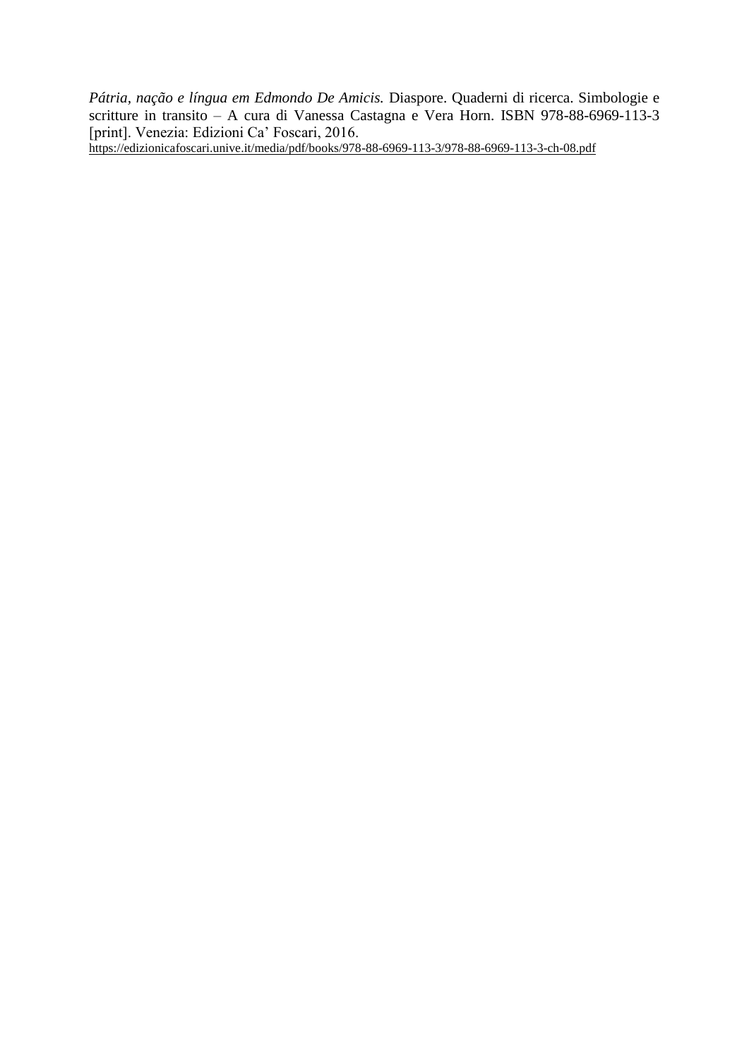*Pátria, nação e língua em Edmondo De Amicis.* Diaspore. Quaderni di ricerca. Simbologie e scritture in transito – A cura di Vanessa Castagna e Vera Horn. ISBN 978-88-6969-113-3 [print]. Venezia: Edizioni Ca' Foscari, 2016.
https://edizionicafoscari.unive.it/media/pdf/books/978-88-6969-113-3/978-88-6969-113-3-ch-08.pdf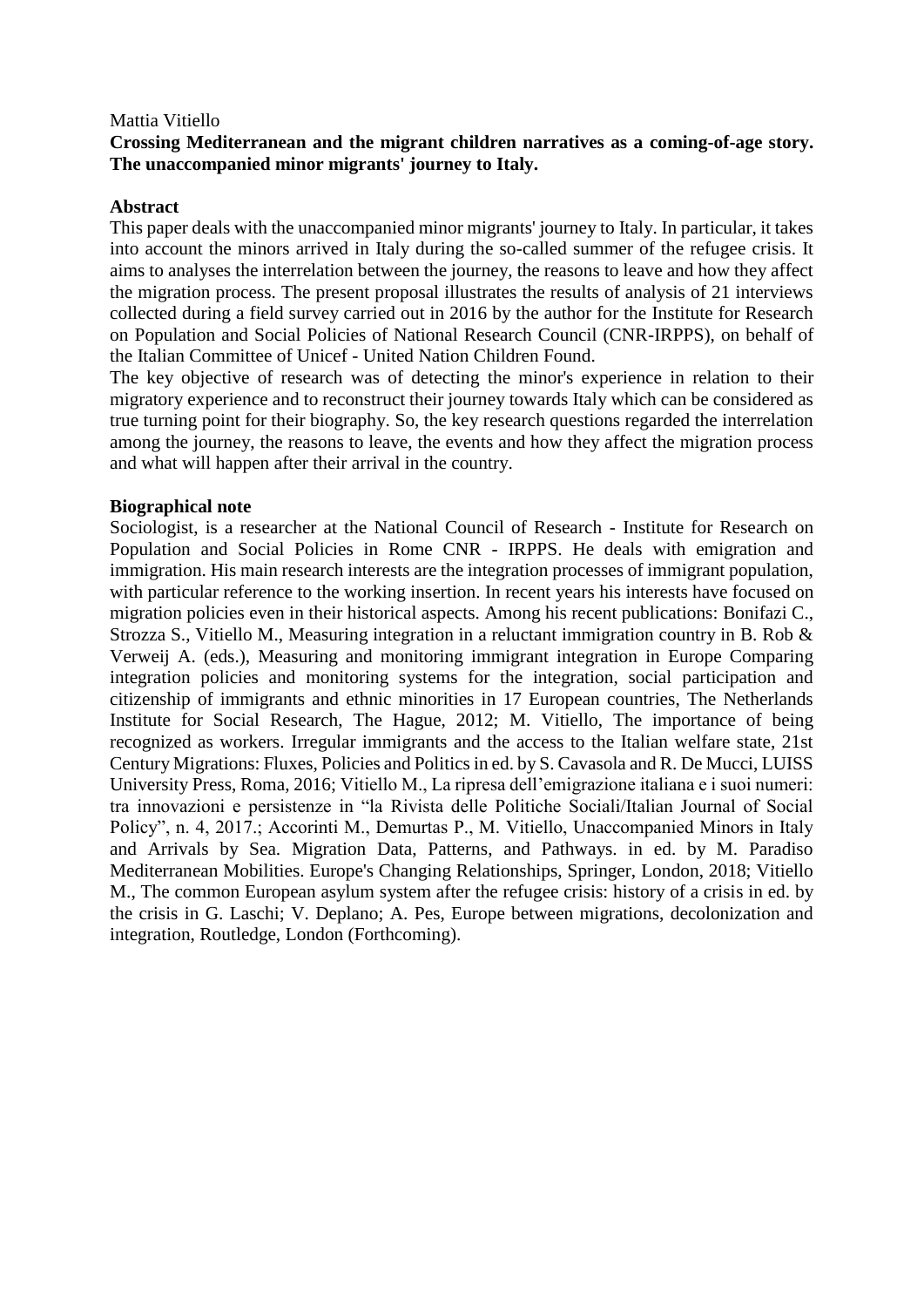Mattia Vitiello

**Crossing Mediterranean and the migrant children narratives as a coming-of-age story. The unaccompanied minor migrants' journey to Italy.**

**Abstract**

This paper deals with the unaccompanied minor migrants' journey to Italy. In particular, it takes into account the minors arrived in Italy during the so-called summer of the refugee crisis. It aims to analyses the interrelation between the journey, the reasons to leave and how they affect the migration process. The present proposal illustrates the results of analysis of 21 interviews collected during a field survey carried out in 2016 by the author for the Institute for Research on Population and Social Policies of National Research Council (CNR-IRPPS), on behalf of the Italian Committee of Unicef - United Nation Children Found.

The key objective of research was of detecting the minor's experience in relation to their migratory experience and to reconstruct their journey towards Italy which can be considered as true turning point for their biography. So, the key research questions regarded the interrelation among the journey, the reasons to leave, the events and how they affect the migration process and what will happen after their arrival in the country.

**Biographical note**

Sociologist, is a researcher at the National Council of Research - Institute for Research on Population and Social Policies in Rome CNR - IRPPS. He deals with emigration and immigration. His main research interests are the integration processes of immigrant population, with particular reference to the working insertion. In recent years his interests have focused on migration policies even in their historical aspects. Among his recent publications: Bonifazi C., Strozza S., Vitiello M., Measuring integration in a reluctant immigration country in B. Rob & Verweij A. (eds.), Measuring and monitoring immigrant integration in Europe Comparing integration policies and monitoring systems for the integration, social participation and citizenship of immigrants and ethnic minorities in 17 European countries, The Netherlands Institute for Social Research, The Hague, 2012; M. Vitiello, The importance of being recognized as workers. Irregular immigrants and the access to the Italian welfare state, 21st Century Migrations: Fluxes, Policies and Politics in ed. by S. Cavasola and R. De Mucci, LUISS University Press, Roma, 2016; Vitiello M., La ripresa dell'emigrazione italiana e i suoi numeri: tra innovazioni e persistenze in "la Rivista delle Politiche Sociali/Italian Journal of Social Policy", n. 4, 2017.; Accorinti M., Demurtas P., M. Vitiello, Unaccompanied Minors in Italy and Arrivals by Sea. Migration Data, Patterns, and Pathways. in ed. by M. Paradiso Mediterranean Mobilities. Europe's Changing Relationships, Springer, London, 2018; Vitiello M., The common European asylum system after the refugee crisis: history of a crisis in ed. by the crisis in G. Laschi; V. Deplano; A. Pes, Europe between migrations, decolonization and integration, Routledge, London (Forthcoming).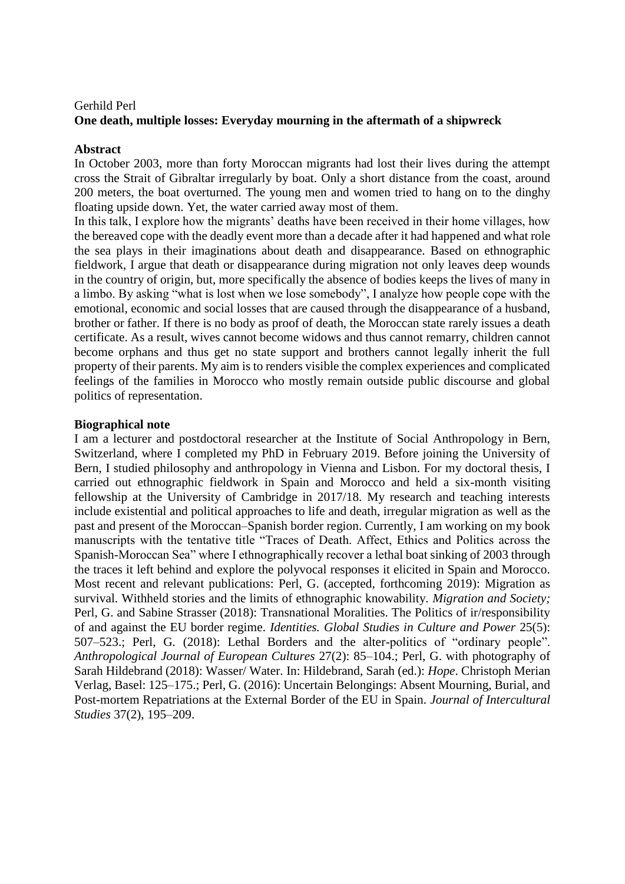Gerhild Perl

**One death, multiple losses: Everyday mourning in the aftermath of a shipwreck**

**Abstract**

In October 2003, more than forty Moroccan migrants had lost their lives during the attempt cross the Strait of Gibraltar irregularly by boat. Only a short distance from the coast, around 200 meters, the boat overturned. The young men and women tried to hang on to the dinghy floating upside down. Yet, the water carried away most of them.

In this talk, I explore how the migrants' deaths have been received in their home villages, how the bereaved cope with the deadly event more than a decade after it had happened and what role the sea plays in their imaginations about death and disappearance. Based on ethnographic fieldwork, I argue that death or disappearance during migration not only leaves deep wounds in the country of origin, but, more specifically the absence of bodies keeps the lives of many in a limbo. By asking "what is lost when we lose somebody", I analyze how people cope with the emotional, economic and social losses that are caused through the disappearance of a husband, brother or father. If there is no body as proof of death, the Moroccan state rarely issues a death certificate. As a result, wives cannot become widows and thus cannot remarry, children cannot become orphans and thus get no state support and brothers cannot legally inherit the full property of their parents. My aim is to renders visible the complex experiences and complicated feelings of the families in Morocco who mostly remain outside public discourse and global politics of representation.

**Biographical note**

I am a lecturer and postdoctoral researcher at the Institute of Social Anthropology in Bern, Switzerland, where I completed my PhD in February 2019. Before joining the University of Bern, I studied philosophy and anthropology in Vienna and Lisbon. For my doctoral thesis, I carried out ethnographic fieldwork in Spain and Morocco and held a six-month visiting fellowship at the University of Cambridge in 2017/18. My research and teaching interests include existential and political approaches to life and death, irregular migration as well as the past and present of the Moroccan–Spanish border region. Currently, I am working on my book manuscripts with the tentative title "Traces of Death. Affect, Ethics and Politics across the Spanish-Moroccan Sea" where I ethnographically recover a lethal boat sinking of 2003 through the traces it left behind and explore the polyvocal responses it elicited in Spain and Morocco. Most recent and relevant publications: Perl, G. (accepted, forthcoming 2019): Migration as survival. Withheld stories and the limits of ethnographic knowability. *Migration and Society;* Perl, G. and Sabine Strasser (2018): Transnational Moralities. The Politics of ir/responsibility of and against the EU border regime. *Identities. Global Studies in Culture and Power* 25(5): 507–523.; Perl, G. (2018): Lethal Borders and the alter-politics of "ordinary people". *Anthropological Journal of European Cultures* 27(2): 85–104.; Perl, G. with photography of Sarah Hildebrand (2018): Wasser/ Water. In: Hildebrand, Sarah (ed.): *Hope*. Christoph Merian Verlag, Basel: 125–175.; Perl, G. (2016): Uncertain Belongings: Absent Mourning, Burial, and Post-mortem Repatriations at the External Border of the EU in Spain. *Journal of Intercultural Studies* 37(2), 195–209.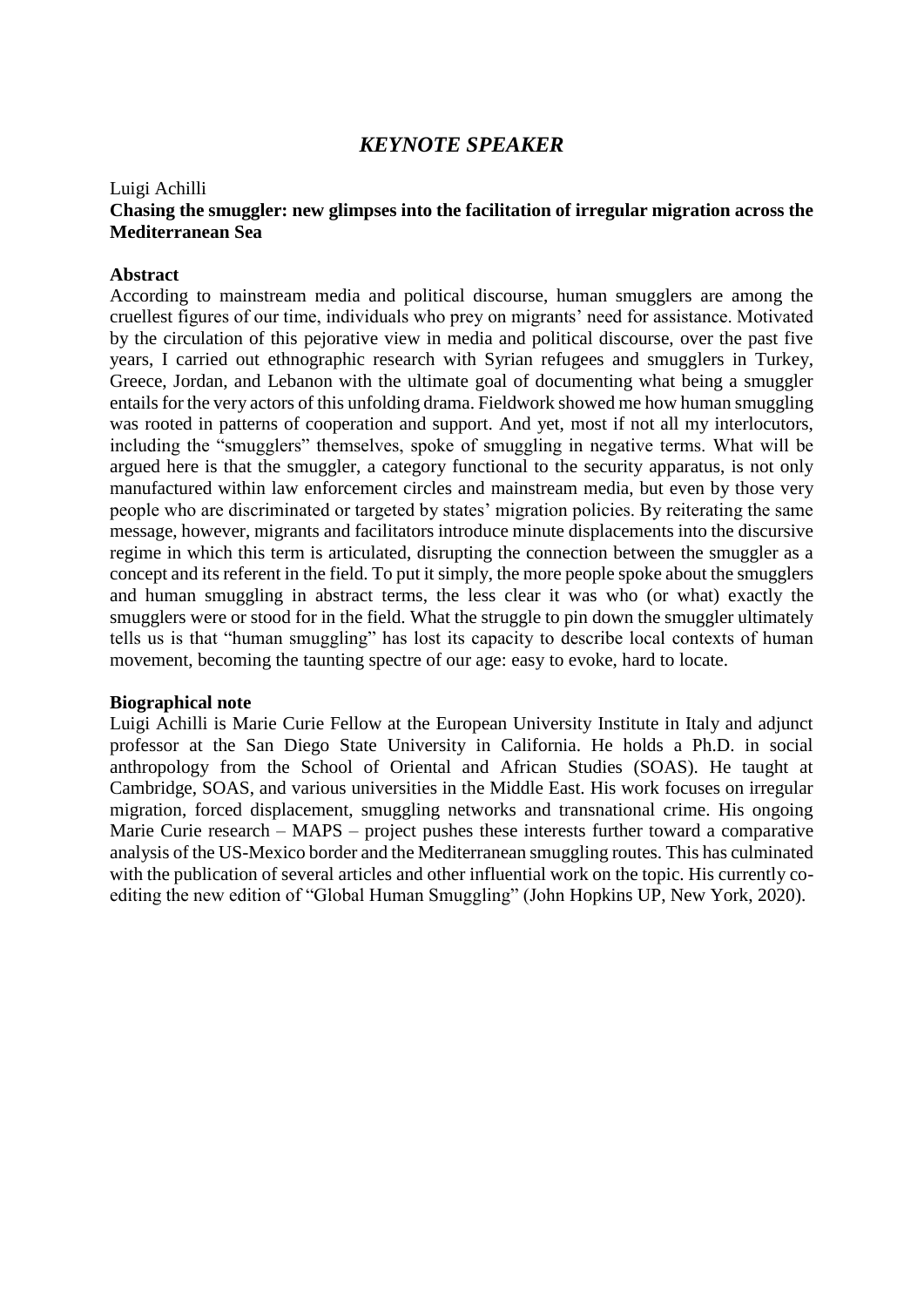# *KEYNOTE SPEAKER*

Luigi Achilli

**Chasing the smuggler: new glimpses into the facilitation of irregular migration across the Mediterranean Sea**

**Abstract**

According to mainstream media and political discourse, human smugglers are among the cruellest figures of our time, individuals who prey on migrants' need for assistance. Motivated by the circulation of this pejorative view in media and political discourse, over the past five years, I carried out ethnographic research with Syrian refugees and smugglers in Turkey, Greece, Jordan, and Lebanon with the ultimate goal of documenting what being a smuggler entails for the very actors of this unfolding drama. Fieldwork showed me how human smuggling was rooted in patterns of cooperation and support. And yet, most if not all my interlocutors, including the "smugglers" themselves, spoke of smuggling in negative terms. What will be argued here is that the smuggler, a category functional to the security apparatus, is not only manufactured within law enforcement circles and mainstream media, but even by those very people who are discriminated or targeted by states' migration policies. By reiterating the same message, however, migrants and facilitators introduce minute displacements into the discursive regime in which this term is articulated, disrupting the connection between the smuggler as a concept and its referent in the field. To put it simply, the more people spoke about the smugglers and human smuggling in abstract terms, the less clear it was who (or what) exactly the smugglers were or stood for in the field. What the struggle to pin down the smuggler ultimately tells us is that "human smuggling" has lost its capacity to describe local contexts of human movement, becoming the taunting spectre of our age: easy to evoke, hard to locate.

**Biographical note**

Luigi Achilli is Marie Curie Fellow at the European University Institute in Italy and adjunct professor at the San Diego State University in California. He holds a Ph.D. in social anthropology from the School of Oriental and African Studies (SOAS). He taught at Cambridge, SOAS, and various universities in the Middle East. His work focuses on irregular migration, forced displacement, smuggling networks and transnational crime. His ongoing Marie Curie research – MAPS – project pushes these interests further toward a comparative analysis of the US-Mexico border and the Mediterranean smuggling routes. This has culminated with the publication of several articles and other influential work on the topic. His currently co-editing the new edition of "Global Human Smuggling" (John Hopkins UP, New York, 2020).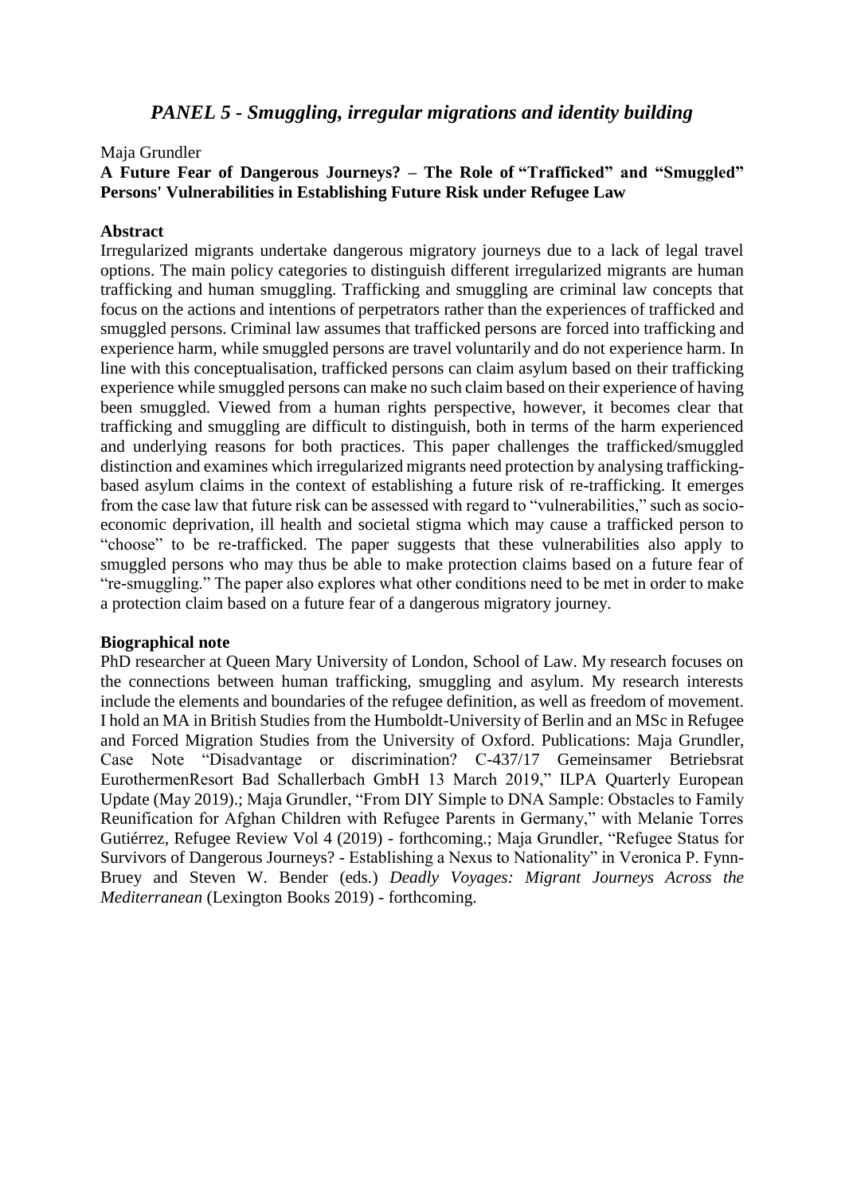## *PANEL 5 - Smuggling, irregular migrations and identity building*

Maja Grundler

**A Future Fear of Dangerous Journeys? – The Role of "Trafficked" and "Smuggled" Persons' Vulnerabilities in Establishing Future Risk under Refugee Law**

**Abstract**

Irregularized migrants undertake dangerous migratory journeys due to a lack of legal travel options. The main policy categories to distinguish different irregularized migrants are human trafficking and human smuggling. Trafficking and smuggling are criminal law concepts that focus on the actions and intentions of perpetrators rather than the experiences of trafficked and smuggled persons. Criminal law assumes that trafficked persons are forced into trafficking and experience harm, while smuggled persons are travel voluntarily and do not experience harm. In line with this conceptualisation, trafficked persons can claim asylum based on their trafficking experience while smuggled persons can make no such claim based on their experience of having been smuggled. Viewed from a human rights perspective, however, it becomes clear that trafficking and smuggling are difficult to distinguish, both in terms of the harm experienced and underlying reasons for both practices. This paper challenges the trafficked/smuggled distinction and examines which irregularized migrants need protection by analysing trafficking-based asylum claims in the context of establishing a future risk of re-trafficking. It emerges from the case law that future risk can be assessed with regard to "vulnerabilities," such as socio-economic deprivation, ill health and societal stigma which may cause a trafficked person to "choose" to be re-trafficked. The paper suggests that these vulnerabilities also apply to smuggled persons who may thus be able to make protection claims based on a future fear of "re-smuggling." The paper also explores what other conditions need to be met in order to make a protection claim based on a future fear of a dangerous migratory journey.

**Biographical note**

PhD researcher at Queen Mary University of London, School of Law. My research focuses on the connections between human trafficking, smuggling and asylum. My research interests include the elements and boundaries of the refugee definition, as well as freedom of movement. I hold an MA in British Studies from the Humboldt-University of Berlin and an MSc in Refugee and Forced Migration Studies from the University of Oxford. Publications: Maja Grundler, Case Note "Disadvantage or discrimination? C-437/17 Gemeinsamer Betriebsrat EurothermenResort Bad Schallerbach GmbH 13 March 2019," ILPA Quarterly European Update (May 2019).; Maja Grundler, "From DIY Simple to DNA Sample: Obstacles to Family Reunification for Afghan Children with Refugee Parents in Germany," with Melanie Torres Gutiérrez, Refugee Review Vol 4 (2019) - forthcoming.; Maja Grundler, "Refugee Status for Survivors of Dangerous Journeys? - Establishing a Nexus to Nationality" in Veronica P. Fynn-Bruey and Steven W. Bender (eds.) *Deadly Voyages: Migrant Journeys Across the Mediterranean* (Lexington Books 2019) - forthcoming.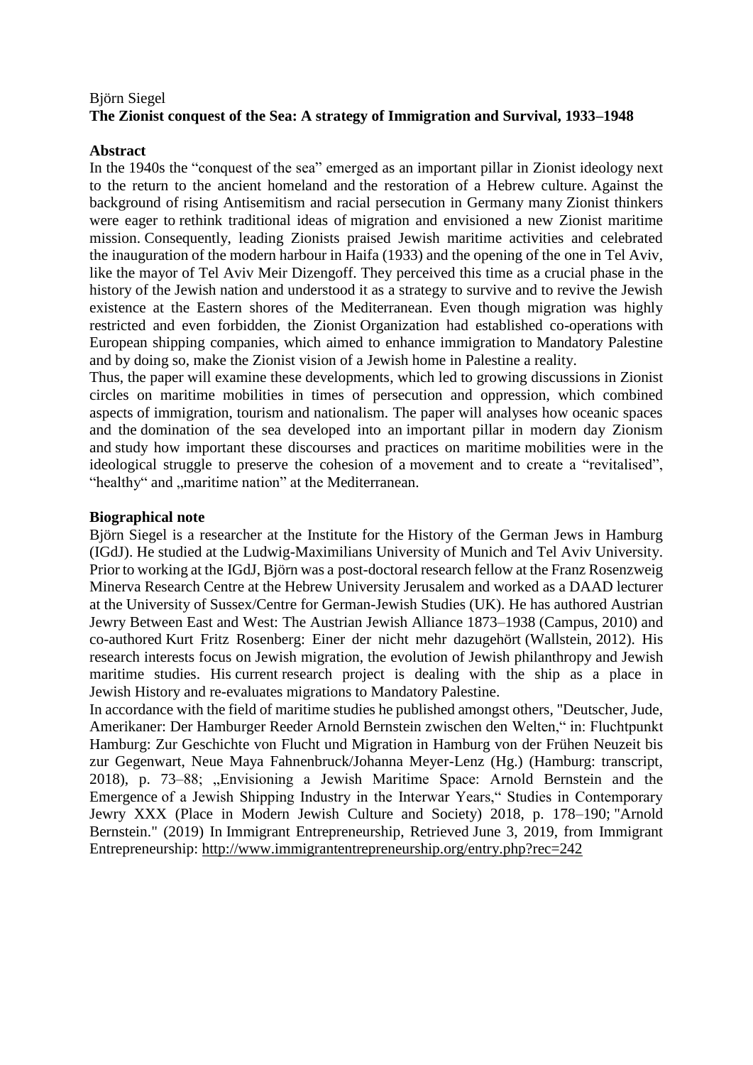Björn Siegel

**The Zionist conquest of the Sea: A strategy of Immigration and Survival, 1933–1948**

**Abstract**

In the 1940s the "conquest of the sea" emerged as an important pillar in Zionist ideology next to the return to the ancient homeland and the restoration of a Hebrew culture. Against the background of rising Antisemitism and racial persecution in Germany many Zionist thinkers were eager to rethink traditional ideas of migration and envisioned a new Zionist maritime mission. Consequently, leading Zionists praised Jewish maritime activities and celebrated the inauguration of the modern harbour in Haifa (1933) and the opening of the one in Tel Aviv, like the mayor of Tel Aviv Meir Dizengoff. They perceived this time as a crucial phase in the history of the Jewish nation and understood it as a strategy to survive and to revive the Jewish existence at the Eastern shores of the Mediterranean. Even though migration was highly restricted and even forbidden, the Zionist Organization had established co-operations with European shipping companies, which aimed to enhance immigration to Mandatory Palestine and by doing so, make the Zionist vision of a Jewish home in Palestine a reality.

Thus, the paper will examine these developments, which led to growing discussions in Zionist circles on maritime mobilities in times of persecution and oppression, which combined aspects of immigration, tourism and nationalism. The paper will analyses how oceanic spaces and the domination of the sea developed into an important pillar in modern day Zionism and study how important these discourses and practices on maritime mobilities were in the ideological struggle to preserve the cohesion of a movement and to create a "revitalised", "healthy" and „maritime nation" at the Mediterranean.

**Biographical note**

Björn Siegel is a researcher at the Institute for the History of the German Jews in Hamburg (IGdJ). He studied at the Ludwig-Maximilians University of Munich and Tel Aviv University. Prior to working at the IGdJ, Björn was a post-doctoral research fellow at the Franz Rosenzweig Minerva Research Centre at the Hebrew University Jerusalem and worked as a DAAD lecturer at the University of Sussex/Centre for German-Jewish Studies (UK). He has authored Austrian Jewry Between East and West: The Austrian Jewish Alliance 1873–1938 (Campus, 2010) and co-authored Kurt Fritz Rosenberg: Einer der nicht mehr dazugehört (Wallstein, 2012). His research interests focus on Jewish migration, the evolution of Jewish philanthropy and Jewish maritime studies. His current research project is dealing with the ship as a place in Jewish History and re-evaluates migrations to Mandatory Palestine.

In accordance with the field of maritime studies he published amongst others, "Deutscher, Jude, Amerikaner: Der Hamburger Reeder Arnold Bernstein zwischen den Welten," in: Fluchtpunkt Hamburg: Zur Geschichte von Flucht und Migration in Hamburg von der Frühen Neuzeit bis zur Gegenwart, Neue Maya Fahnenbruck/Johanna Meyer-Lenz (Hg.) (Hamburg: transcript, 2018), p. 73–88; „Envisioning a Jewish Maritime Space: Arnold Bernstein and the Emergence of a Jewish Shipping Industry in the Interwar Years," Studies in Contemporary Jewry XXX (Place in Modern Jewish Culture and Society) 2018, p. 178–190; "Arnold Bernstein." (2019) In Immigrant Entrepreneurship, Retrieved June 3, 2019, from Immigrant Entrepreneurship: http://www.immigrantentrepreneurship.org/entry.php?rec=242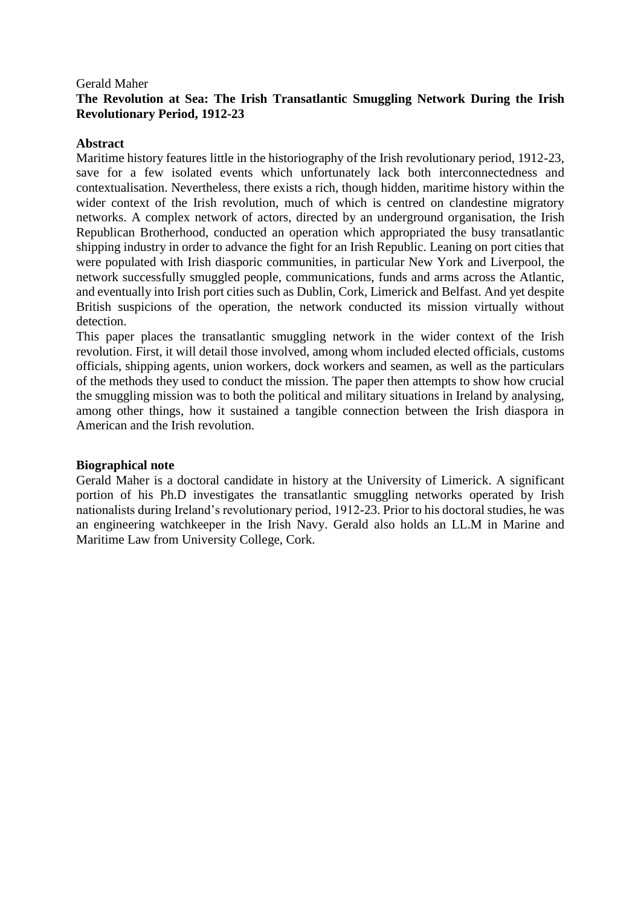Gerald Maher

**The Revolution at Sea: The Irish Transatlantic Smuggling Network During the Irish Revolutionary Period, 1912-23**

**Abstract**

Maritime history features little in the historiography of the Irish revolutionary period, 1912-23, save for a few isolated events which unfortunately lack both interconnectedness and contextualisation. Nevertheless, there exists a rich, though hidden, maritime history within the wider context of the Irish revolution, much of which is centred on clandestine migratory networks. A complex network of actors, directed by an underground organisation, the Irish Republican Brotherhood, conducted an operation which appropriated the busy transatlantic shipping industry in order to advance the fight for an Irish Republic. Leaning on port cities that were populated with Irish diasporic communities, in particular New York and Liverpool, the network successfully smuggled people, communications, funds and arms across the Atlantic, and eventually into Irish port cities such as Dublin, Cork, Limerick and Belfast. And yet despite British suspicions of the operation, the network conducted its mission virtually without detection.

This paper places the transatlantic smuggling network in the wider context of the Irish revolution. First, it will detail those involved, among whom included elected officials, customs officials, shipping agents, union workers, dock workers and seamen, as well as the particulars of the methods they used to conduct the mission. The paper then attempts to show how crucial the smuggling mission was to both the political and military situations in Ireland by analysing, among other things, how it sustained a tangible connection between the Irish diaspora in American and the Irish revolution.

**Biographical note**

Gerald Maher is a doctoral candidate in history at the University of Limerick. A significant portion of his Ph.D investigates the transatlantic smuggling networks operated by Irish nationalists during Ireland's revolutionary period, 1912-23. Prior to his doctoral studies, he was an engineering watchkeeper in the Irish Navy. Gerald also holds an LL.M in Marine and Maritime Law from University College, Cork.